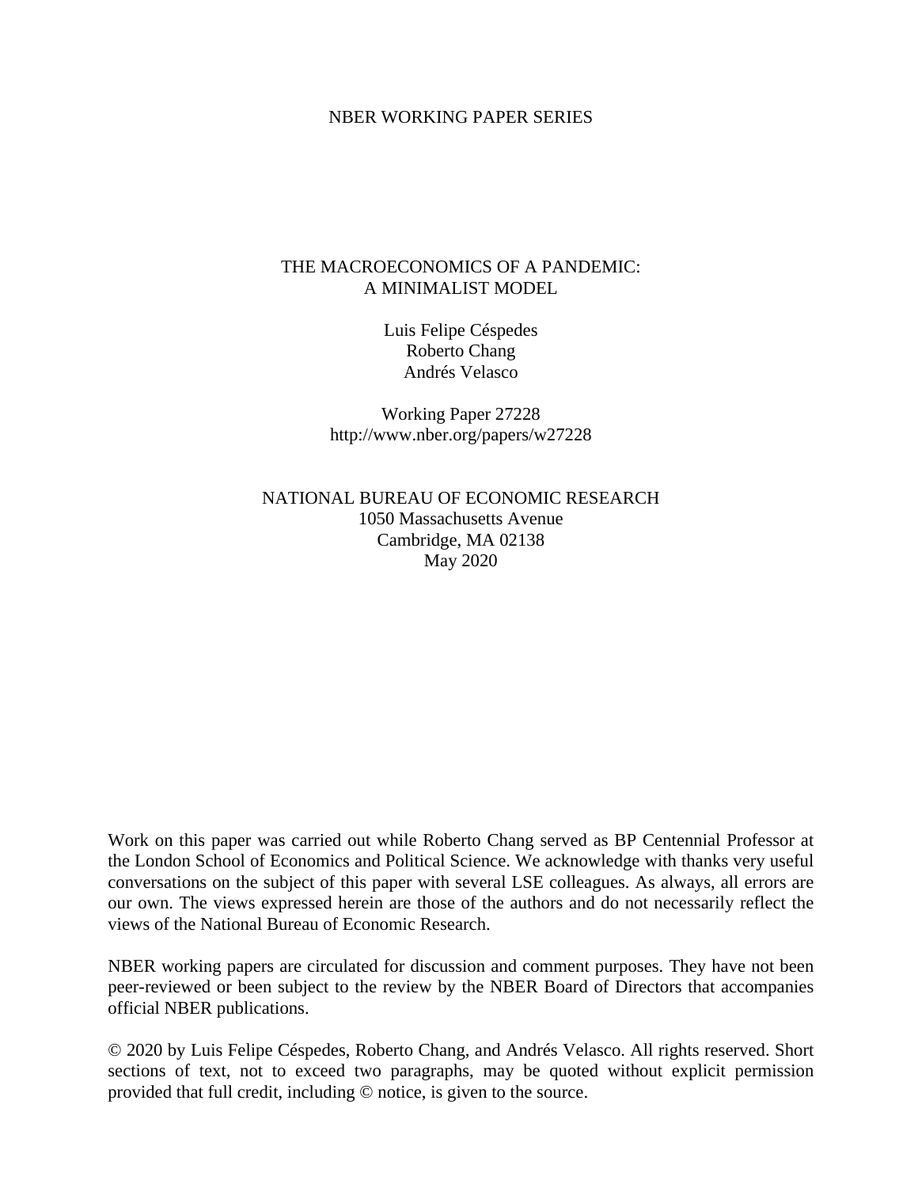NBER WORKING PAPER SERIES

# THE MACROECONOMICS OF A PANDEMIC:
# A MINIMALIST MODEL

Luis Felipe Céspedes
Roberto Chang
Andrés Velasco

Working Paper 27228
http://www.nber.org/papers/w27228

NATIONAL BUREAU OF ECONOMIC RESEARCH
1050 Massachusetts Avenue
Cambridge, MA 02138
May 2020

Work on this paper was carried out while Roberto Chang served as BP Centennial Professor at the London School of Economics and Political Science. We acknowledge with thanks very useful conversations on the subject of this paper with several LSE colleagues. As always, all errors are our own. The views expressed herein are those of the authors and do not necessarily reflect the views of the National Bureau of Economic Research.

NBER working papers are circulated for discussion and comment purposes. They have not been peer-reviewed or been subject to the review by the NBER Board of Directors that accompanies official NBER publications.

© 2020 by Luis Felipe Céspedes, Roberto Chang, and Andrés Velasco. All rights reserved. Short sections of text, not to exceed two paragraphs, may be quoted without explicit permission provided that full credit, including © notice, is given to the source.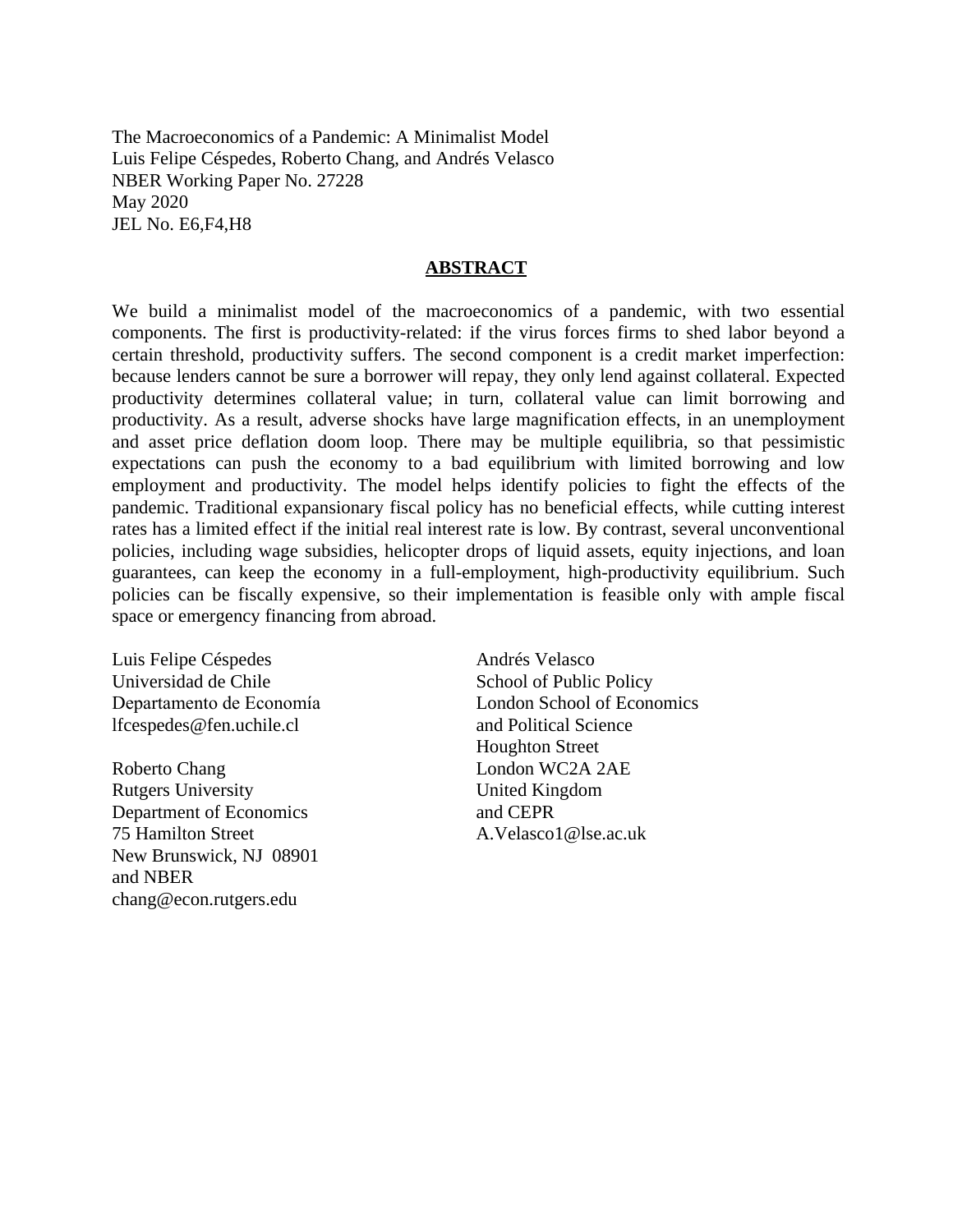The Macroeconomics of a Pandemic: A Minimalist Model
Luis Felipe Céspedes, Roberto Chang, and Andrés Velasco
NBER Working Paper No. 27228
May 2020
JEL No. E6,F4,H8

## ABSTRACT

We build a minimalist model of the macroeconomics of a pandemic, with two essential components. The first is productivity-related: if the virus forces firms to shed labor beyond a certain threshold, productivity suffers. The second component is a credit market imperfection: because lenders cannot be sure a borrower will repay, they only lend against collateral. Expected productivity determines collateral value; in turn, collateral value can limit borrowing and productivity. As a result, adverse shocks have large magnification effects, in an unemployment and asset price deflation doom loop. There may be multiple equilibria, so that pessimistic expectations can push the economy to a bad equilibrium with limited borrowing and low employment and productivity. The model helps identify policies to fight the effects of the pandemic. Traditional expansionary fiscal policy has no beneficial effects, while cutting interest rates has a limited effect if the initial real interest rate is low. By contrast, several unconventional policies, including wage subsidies, helicopter drops of liquid assets, equity injections, and loan guarantees, can keep the economy in a full-employment, high-productivity equilibrium. Such policies can be fiscally expensive, so their implementation is feasible only with ample fiscal space or emergency financing from abroad.

Luis Felipe Céspedes
Universidad de Chile
Departamento de Economía
lfcespedes@fen.uchile.cl

Roberto Chang
Rutgers University
Department of Economics
75 Hamilton Street
New Brunswick, NJ 08901
and NBER
chang@econ.rutgers.edu

Andrés Velasco
School of Public Policy
London School of Economics
and Political Science
Houghton Street
London WC2A 2AE
United Kingdom
and CEPR
A.Velasco1@lse.ac.uk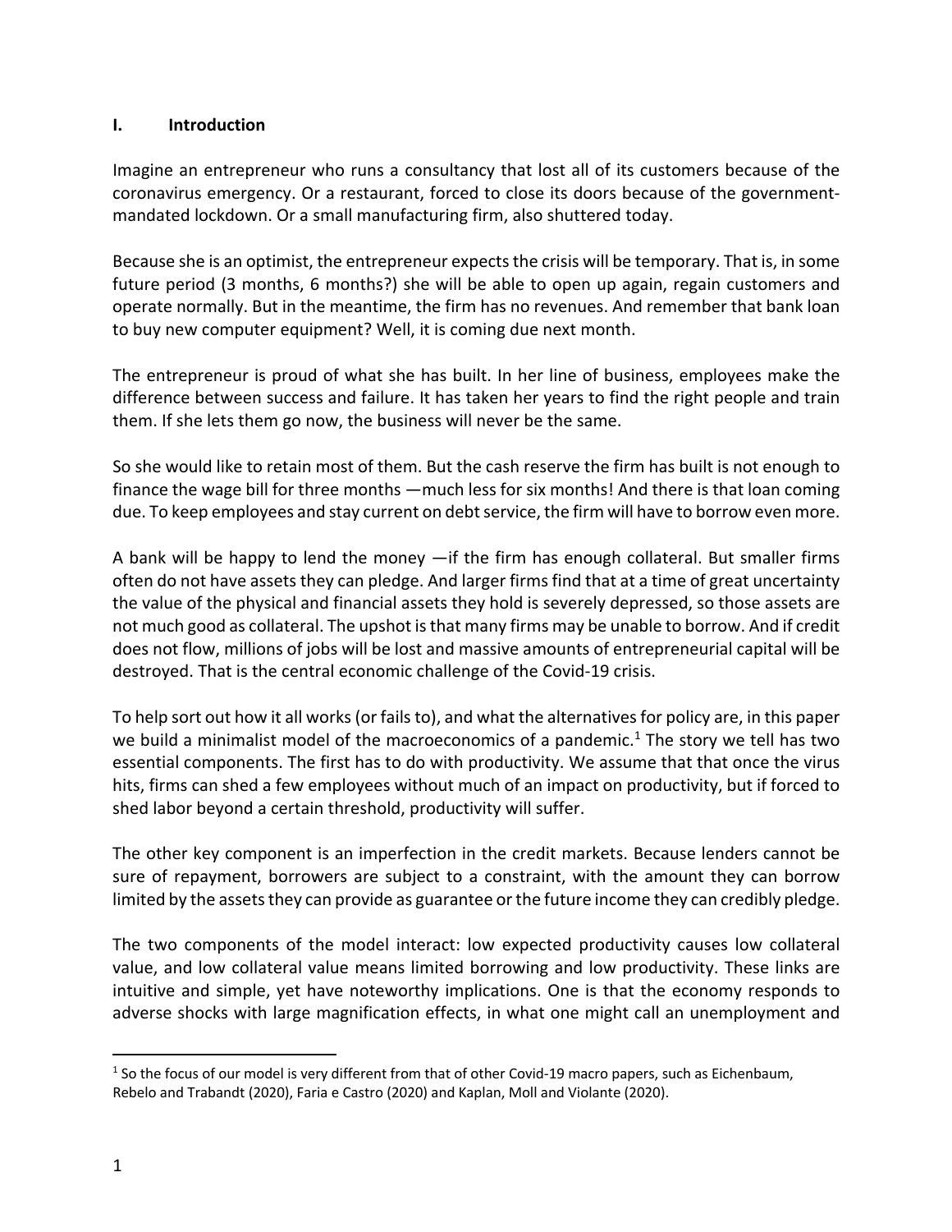## I. Introduction

Imagine an entrepreneur who runs a consultancy that lost all of its customers because of the coronavirus emergency. Or a restaurant, forced to close its doors because of the government-mandated lockdown. Or a small manufacturing firm, also shuttered today.

Because she is an optimist, the entrepreneur expects the crisis will be temporary. That is, in some future period (3 months, 6 months?) she will be able to open up again, regain customers and operate normally. But in the meantime, the firm has no revenues. And remember that bank loan to buy new computer equipment? Well, it is coming due next month.

The entrepreneur is proud of what she has built. In her line of business, employees make the difference between success and failure. It has taken her years to find the right people and train them. If she lets them go now, the business will never be the same.

So she would like to retain most of them. But the cash reserve the firm has built is not enough to finance the wage bill for three months —much less for six months! And there is that loan coming due. To keep employees and stay current on debt service, the firm will have to borrow even more.

A bank will be happy to lend the money —if the firm has enough collateral. But smaller firms often do not have assets they can pledge. And larger firms find that at a time of great uncertainty the value of the physical and financial assets they hold is severely depressed, so those assets are not much good as collateral. The upshot is that many firms may be unable to borrow. And if credit does not flow, millions of jobs will be lost and massive amounts of entrepreneurial capital will be destroyed. That is the central economic challenge of the Covid-19 crisis.

To help sort out how it all works (or fails to), and what the alternatives for policy are, in this paper we build a minimalist model of the macroeconomics of a pandemic.[1] The story we tell has two essential components. The first has to do with productivity. We assume that that once the virus hits, firms can shed a few employees without much of an impact on productivity, but if forced to shed labor beyond a certain threshold, productivity will suffer.

The other key component is an imperfection in the credit markets. Because lenders cannot be sure of repayment, borrowers are subject to a constraint, with the amount they can borrow limited by the assets they can provide as guarantee or the future income they can credibly pledge.

The two components of the model interact: low expected productivity causes low collateral value, and low collateral value means limited borrowing and low productivity. These links are intuitive and simple, yet have noteworthy implications. One is that the economy responds to adverse shocks with large magnification effects, in what one might call an unemployment and

[1] So the focus of our model is very different from that of other Covid-19 macro papers, such as Eichenbaum, Rebelo and Trabandt (2020), Faria e Castro (2020) and Kaplan, Moll and Violante (2020).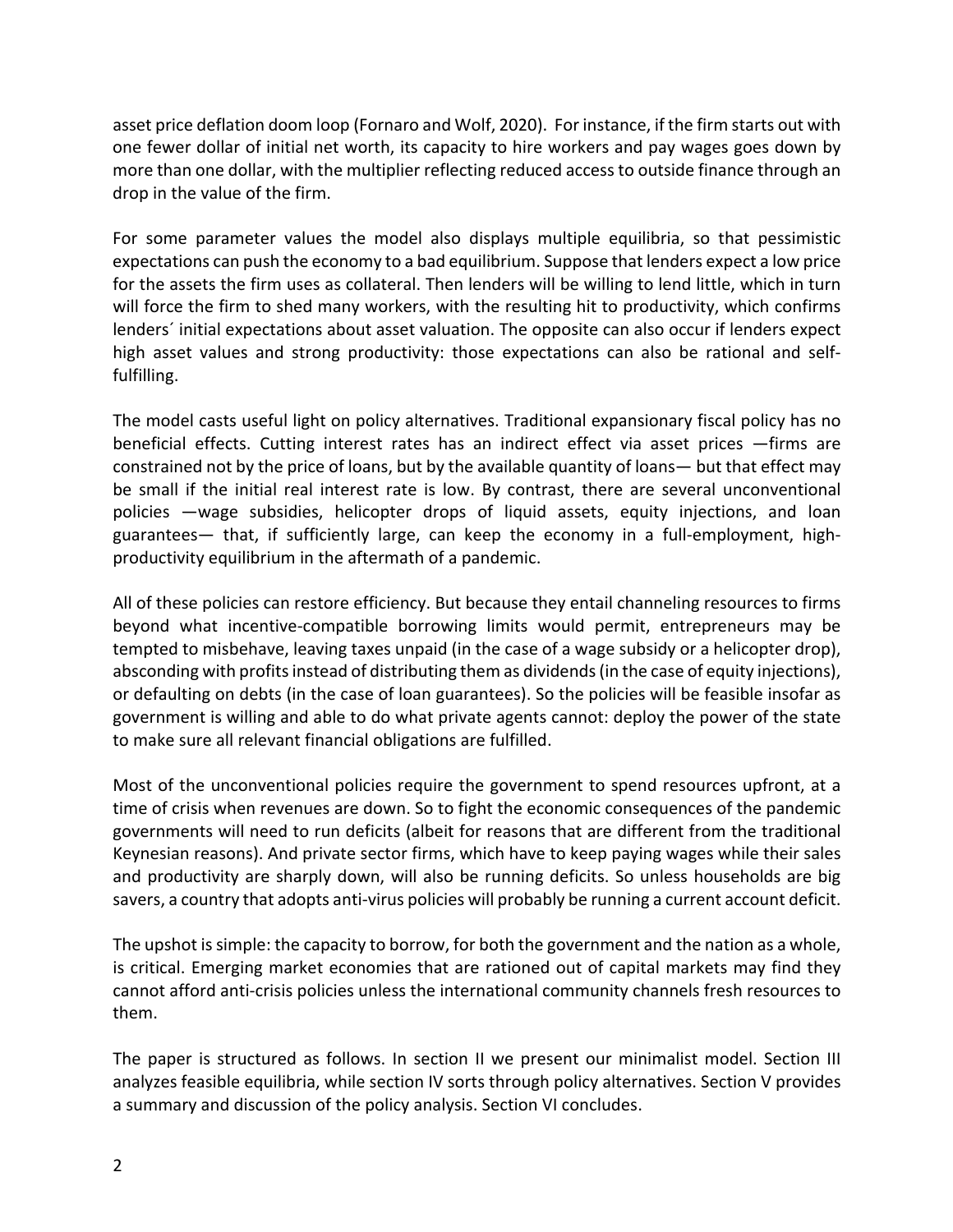asset price deflation doom loop (Fornaro and Wolf, 2020). For instance, if the firm starts out with one fewer dollar of initial net worth, its capacity to hire workers and pay wages goes down by more than one dollar, with the multiplier reflecting reduced access to outside finance through an drop in the value of the firm.

For some parameter values the model also displays multiple equilibria, so that pessimistic expectations can push the economy to a bad equilibrium. Suppose that lenders expect a low price for the assets the firm uses as collateral. Then lenders will be willing to lend little, which in turn will force the firm to shed many workers, with the resulting hit to productivity, which confirms lenders´ initial expectations about asset valuation. The opposite can also occur if lenders expect high asset values and strong productivity: those expectations can also be rational and self-fulfilling.

The model casts useful light on policy alternatives. Traditional expansionary fiscal policy has no beneficial effects. Cutting interest rates has an indirect effect via asset prices —firms are constrained not by the price of loans, but by the available quantity of loans— but that effect may be small if the initial real interest rate is low. By contrast, there are several unconventional policies —wage subsidies, helicopter drops of liquid assets, equity injections, and loan guarantees— that, if sufficiently large, can keep the economy in a full-employment, high-productivity equilibrium in the aftermath of a pandemic.

All of these policies can restore efficiency. But because they entail channeling resources to firms beyond what incentive-compatible borrowing limits would permit, entrepreneurs may be tempted to misbehave, leaving taxes unpaid (in the case of a wage subsidy or a helicopter drop), absconding with profits instead of distributing them as dividends (in the case of equity injections), or defaulting on debts (in the case of loan guarantees). So the policies will be feasible insofar as government is willing and able to do what private agents cannot: deploy the power of the state to make sure all relevant financial obligations are fulfilled.

Most of the unconventional policies require the government to spend resources upfront, at a time of crisis when revenues are down. So to fight the economic consequences of the pandemic governments will need to run deficits (albeit for reasons that are different from the traditional Keynesian reasons). And private sector firms, which have to keep paying wages while their sales and productivity are sharply down, will also be running deficits. So unless households are big savers, a country that adopts anti-virus policies will probably be running a current account deficit.

The upshot is simple: the capacity to borrow, for both the government and the nation as a whole, is critical. Emerging market economies that are rationed out of capital markets may find they cannot afford anti-crisis policies unless the international community channels fresh resources to them.

The paper is structured as follows. In section II we present our minimalist model. Section III analyzes feasible equilibria, while section IV sorts through policy alternatives. Section V provides a summary and discussion of the policy analysis. Section VI concludes.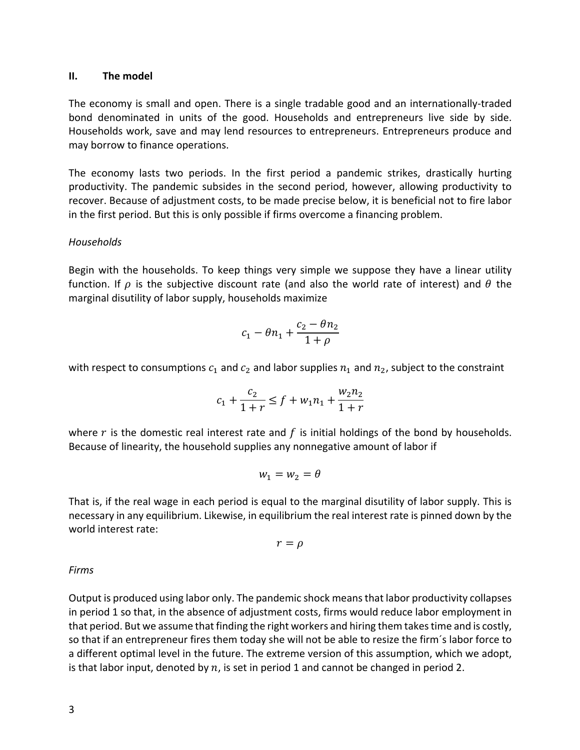## II. The model

The economy is small and open. There is a single tradable good and an internationally-traded bond denominated in units of the good. Households and entrepreneurs live side by side. Households work, save and may lend resources to entrepreneurs. Entrepreneurs produce and may borrow to finance operations.

The economy lasts two periods. In the first period a pandemic strikes, drastically hurting productivity. The pandemic subsides in the second period, however, allowing productivity to recover. Because of adjustment costs, to be made precise below, it is beneficial not to fire labor in the first period. But this is only possible if firms overcome a financing problem.

*Households*

Begin with the households. To keep things very simple we suppose they have a linear utility function. If $\rho$ is the subjective discount rate (and also the world rate of interest) and $\theta$ the marginal disutility of labor supply, households maximize

$$c_1 - \theta n_1 + \frac{c_2 - \theta n_2}{1+\rho}$$

with respect to consumptions $c_1$ and $c_2$ and labor supplies $n_1$ and $n_2$, subject to the constraint

$$c_1 + \frac{c_2}{1+r} \leq f + w_1 n_1 + \frac{w_2 n_2}{1+r}$$

where $r$ is the domestic real interest rate and $f$ is initial holdings of the bond by households. Because of linearity, the household supplies any nonnegative amount of labor if

$$w_1 = w_2 = \theta$$

That is, if the real wage in each period is equal to the marginal disutility of labor supply. This is necessary in any equilibrium. Likewise, in equilibrium the real interest rate is pinned down by the world interest rate:

$$r = \rho$$

*Firms*

Output is produced using labor only. The pandemic shock means that labor productivity collapses in period 1 so that, in the absence of adjustment costs, firms would reduce labor employment in that period. But we assume that finding the right workers and hiring them takes time and is costly, so that if an entrepreneur fires them today she will not be able to resize the firm´s labor force to a different optimal level in the future. The extreme version of this assumption, which we adopt, is that labor input, denoted by $n$, is set in period 1 and cannot be changed in period 2.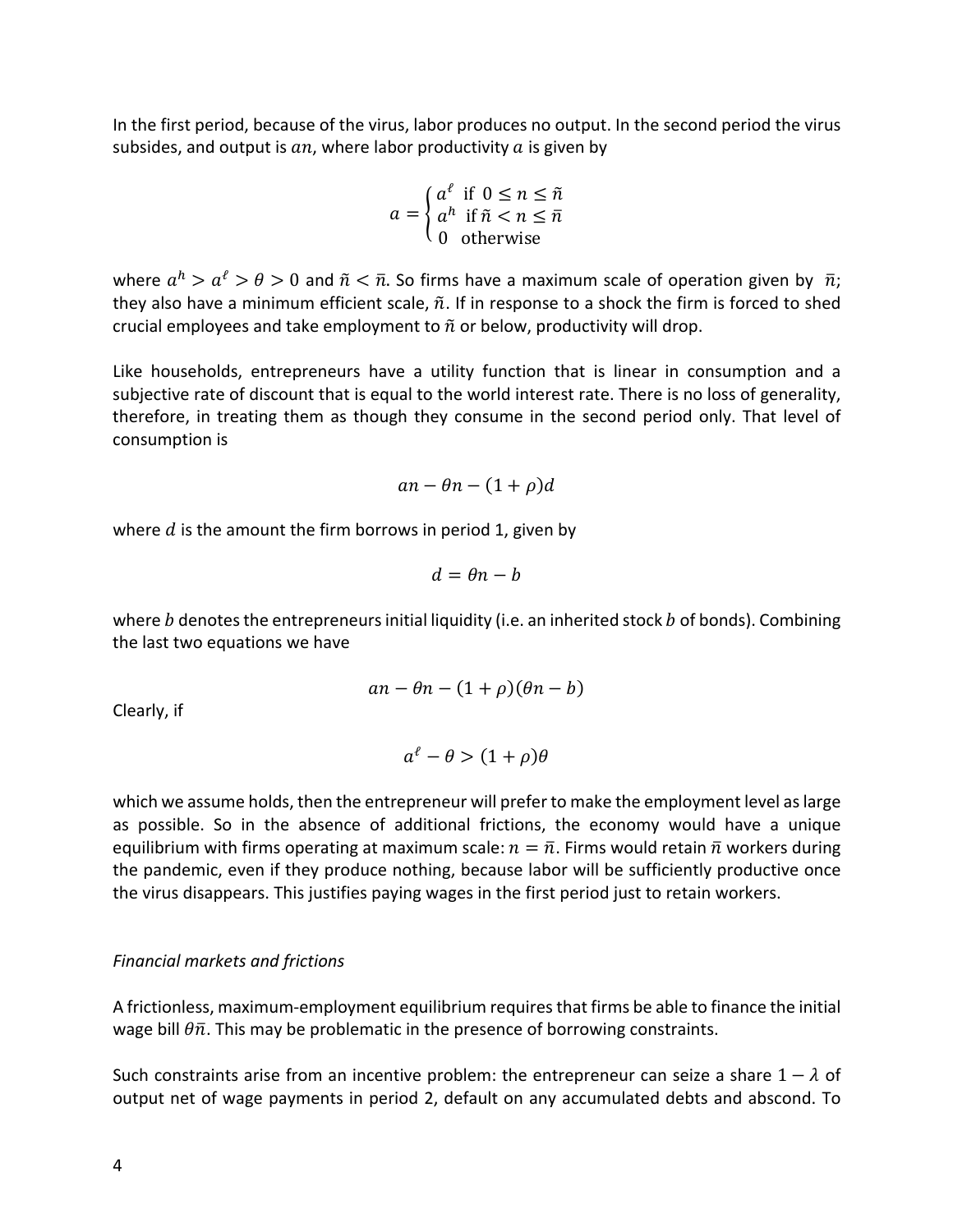In the first period, because of the virus, labor produces no output. In the second period the virus subsides, and output is $an$, where labor productivity $a$ is given by

$$a = \begin{cases} a^{\ell} & \text{if } 0 \leq n \leq \tilde{n} \\ a^{h} & \text{if } \tilde{n} < n \leq \bar{n} \\ 0 & \text{otherwise} \end{cases}$$

where $a^h > a^\ell > \theta > 0$ and $\tilde{n} < \bar{n}$. So firms have a maximum scale of operation given by $\bar{n}$; they also have a minimum efficient scale, $\tilde{n}$. If in response to a shock the firm is forced to shed crucial employees and take employment to $\tilde{n}$ or below, productivity will drop.

Like households, entrepreneurs have a utility function that is linear in consumption and a subjective rate of discount that is equal to the world interest rate. There is no loss of generality, therefore, in treating them as though they consume in the second period only. That level of consumption is

$$an - \theta n - (1 + \rho)d$$

where $d$ is the amount the firm borrows in period 1, given by

$$d = \theta n - b$$

where $b$ denotes the entrepreneurs initial liquidity (i.e. an inherited stock $b$ of bonds). Combining the last two equations we have

$$an - \theta n - (1 + \rho)(\theta n - b)$$

Clearly, if

$$a^\ell - \theta > (1 + \rho)\theta$$

which we assume holds, then the entrepreneur will prefer to make the employment level as large as possible. So in the absence of additional frictions, the economy would have a unique equilibrium with firms operating at maximum scale: $n = \bar{n}$. Firms would retain $\bar{n}$ workers during the pandemic, even if they produce nothing, because labor will be sufficiently productive once the virus disappears. This justifies paying wages in the first period just to retain workers.

*Financial markets and frictions*

A frictionless, maximum-employment equilibrium requires that firms be able to finance the initial wage bill $\theta\bar{n}$. This may be problematic in the presence of borrowing constraints.

Such constraints arise from an incentive problem: the entrepreneur can seize a share $1 - \lambda$ of output net of wage payments in period 2, default on any accumulated debts and abscond. To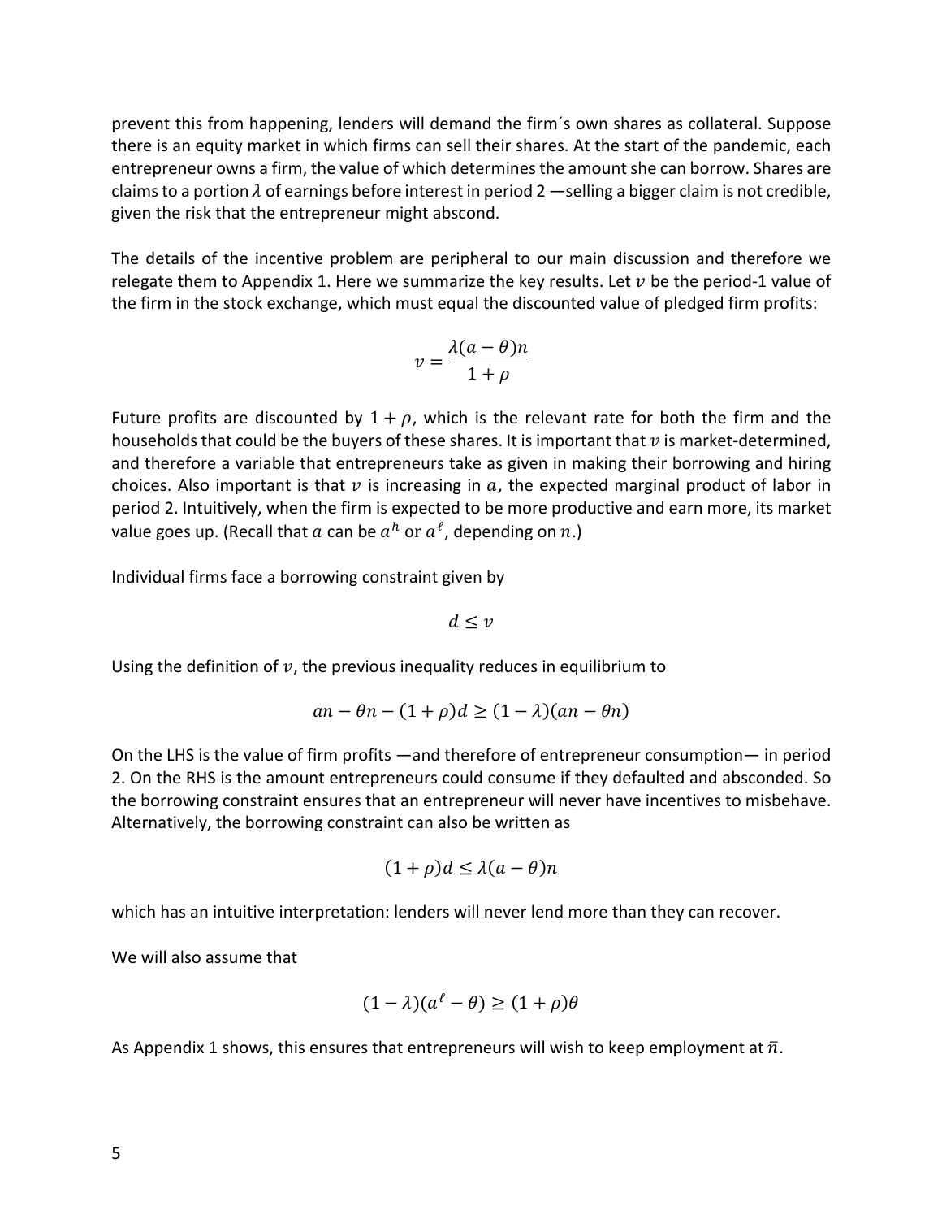prevent this from happening, lenders will demand the firm´s own shares as collateral. Suppose there is an equity market in which firms can sell their shares. At the start of the pandemic, each entrepreneur owns a firm, the value of which determines the amount she can borrow. Shares are claims to a portion $\lambda$ of earnings before interest in period 2 —selling a bigger claim is not credible, given the risk that the entrepreneur might abscond.

The details of the incentive problem are peripheral to our main discussion and therefore we relegate them to Appendix 1. Here we summarize the key results. Let $v$ be the period-1 value of the firm in the stock exchange, which must equal the discounted value of pledged firm profits:

$$v = \frac{\lambda(a - \theta)n}{1 + \rho}$$

Future profits are discounted by $1 + \rho$, which is the relevant rate for both the firm and the households that could be the buyers of these shares. It is important that $v$ is market-determined, and therefore a variable that entrepreneurs take as given in making their borrowing and hiring choices. Also important is that $v$ is increasing in $a$, the expected marginal product of labor in period 2. Intuitively, when the firm is expected to be more productive and earn more, its market value goes up. (Recall that $a$ can be $a^h$ or $a^\ell$, depending on $n$.)

Individual firms face a borrowing constraint given by

$$d \leq v$$

Using the definition of $v$, the previous inequality reduces in equilibrium to

$$an - \theta n - (1 + \rho)d \geq (1 - \lambda)(an - \theta n)$$

On the LHS is the value of firm profits —and therefore of entrepreneur consumption— in period 2. On the RHS is the amount entrepreneurs could consume if they defaulted and absconded. So the borrowing constraint ensures that an entrepreneur will never have incentives to misbehave. Alternatively, the borrowing constraint can also be written as

$$(1 + \rho)d \leq \lambda(a - \theta)n$$

which has an intuitive interpretation: lenders will never lend more than they can recover.

We will also assume that

$$(1 - \lambda)(a^\ell - \theta) \geq (1 + \rho)\theta$$

As Appendix 1 shows, this ensures that entrepreneurs will wish to keep employment at $\bar{n}$.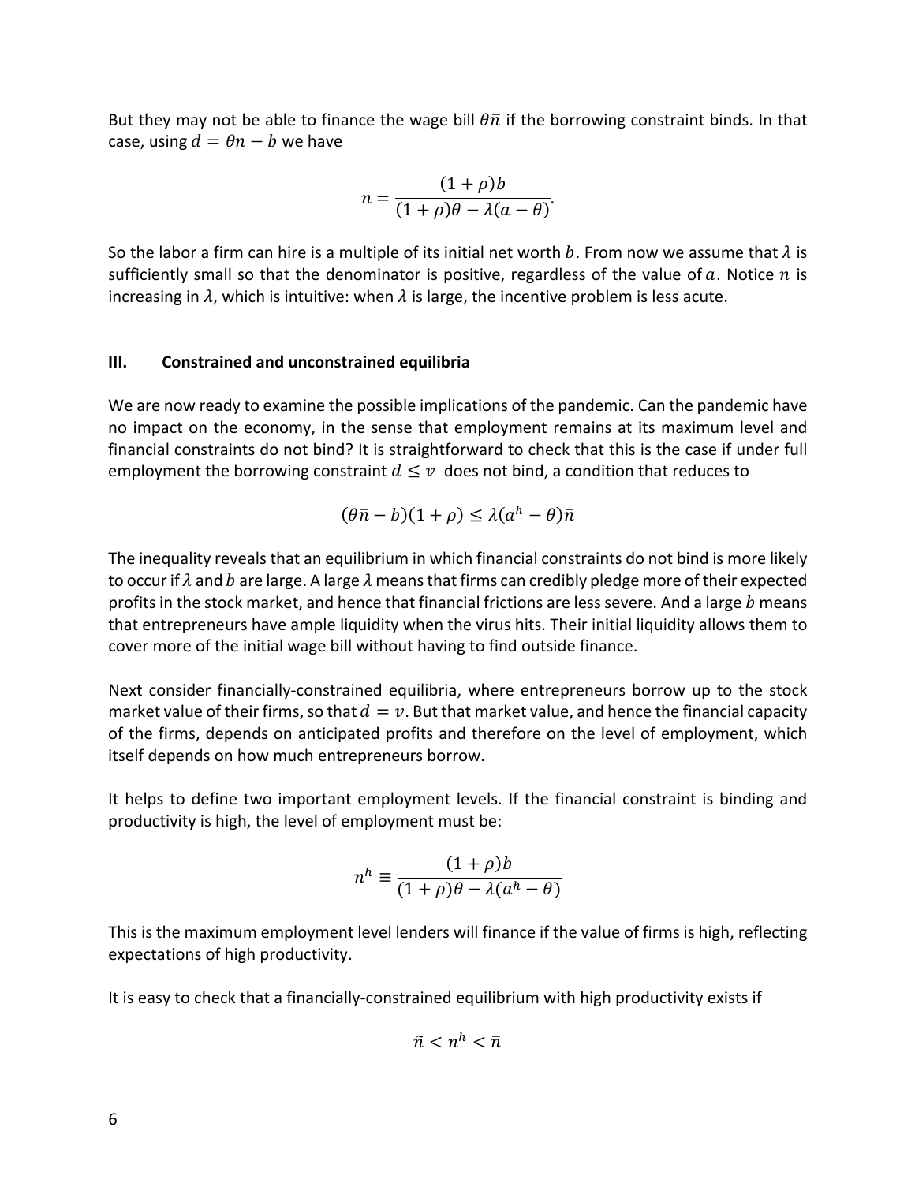But they may not be able to finance the wage bill $\theta\bar{n}$ if the borrowing constraint binds. In that case, using $d = \theta n - b$ we have

$$n = \frac{(1+\rho)b}{(1+\rho)\theta - \lambda(a-\theta)}.$$

So the labor a firm can hire is a multiple of its initial net worth $b$. From now we assume that $\lambda$ is sufficiently small so that the denominator is positive, regardless of the value of $a$. Notice $n$ is increasing in $\lambda$, which is intuitive: when $\lambda$ is large, the incentive problem is less acute.

### III. Constrained and unconstrained equilibria

We are now ready to examine the possible implications of the pandemic. Can the pandemic have no impact on the economy, in the sense that employment remains at its maximum level and financial constraints do not bind? It is straightforward to check that this is the case if under full employment the borrowing constraint $d \leq v$ does not bind, a condition that reduces to

$$(\theta\bar{n} - b)(1+\rho) \leq \lambda(a^h - \theta)\bar{n}$$

The inequality reveals that an equilibrium in which financial constraints do not bind is more likely to occur if $\lambda$ and $b$ are large. A large $\lambda$ means that firms can credibly pledge more of their expected profits in the stock market, and hence that financial frictions are less severe. And a large $b$ means that entrepreneurs have ample liquidity when the virus hits. Their initial liquidity allows them to cover more of the initial wage bill without having to find outside finance.

Next consider financially-constrained equilibria, where entrepreneurs borrow up to the stock market value of their firms, so that $d = v$. But that market value, and hence the financial capacity of the firms, depends on anticipated profits and therefore on the level of employment, which itself depends on how much entrepreneurs borrow.

It helps to define two important employment levels. If the financial constraint is binding and productivity is high, the level of employment must be:

$$n^h \equiv \frac{(1+\rho)b}{(1+\rho)\theta - \lambda(a^h - \theta)}$$

This is the maximum employment level lenders will finance if the value of firms is high, reflecting expectations of high productivity.

It is easy to check that a financially-constrained equilibrium with high productivity exists if

$$\tilde{n} < n^h < \bar{n}$$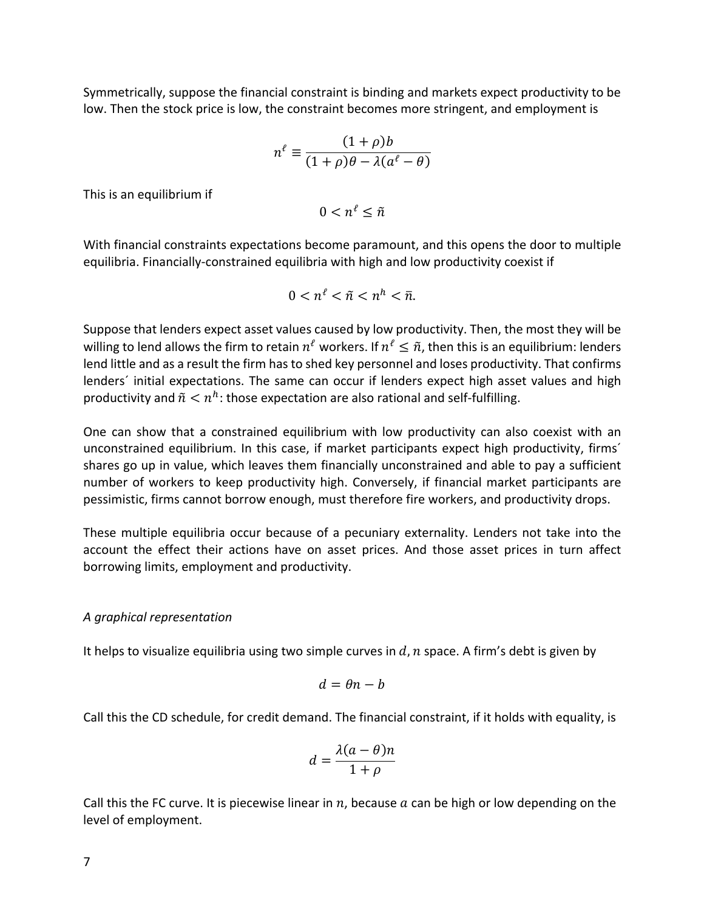Symmetrically, suppose the financial constraint is binding and markets expect productivity to be low. Then the stock price is low, the constraint becomes more stringent, and employment is

$$n^{\ell} \equiv \frac{(1+\rho)b}{(1+\rho)\theta - \lambda(a^{\ell} - \theta)}$$

This is an equilibrium if

$$0 < n^{\ell} \leq \tilde{n}$$

With financial constraints expectations become paramount, and this opens the door to multiple equilibria. Financially-constrained equilibria with high and low productivity coexist if

$$0 < n^{\ell} < \tilde{n} < n^{h} < \bar{n}.$$

Suppose that lenders expect asset values caused by low productivity. Then, the most they will be willing to lend allows the firm to retain $n^{\ell}$ workers. If $n^{\ell} \leq \tilde{n}$, then this is an equilibrium: lenders lend little and as a result the firm has to shed key personnel and loses productivity. That confirms lenders´ initial expectations. The same can occur if lenders expect high asset values and high productivity and $\tilde{n} < n^{h}$: those expectation are also rational and self-fulfilling.

One can show that a constrained equilibrium with low productivity can also coexist with an unconstrained equilibrium. In this case, if market participants expect high productivity, firms´ shares go up in value, which leaves them financially unconstrained and able to pay a sufficient number of workers to keep productivity high. Conversely, if financial market participants are pessimistic, firms cannot borrow enough, must therefore fire workers, and productivity drops.

These multiple equilibria occur because of a pecuniary externality. Lenders not take into the account the effect their actions have on asset prices. And those asset prices in turn affect borrowing limits, employment and productivity.

*A graphical representation*

It helps to visualize equilibria using two simple curves in $d, n$ space. A firm's debt is given by

$$d = \theta n - b$$

Call this the CD schedule, for credit demand. The financial constraint, if it holds with equality, is

$$d = \frac{\lambda(a - \theta)n}{1+\rho}$$

Call this the FC curve. It is piecewise linear in $n$, because $a$ can be high or low depending on the level of employment.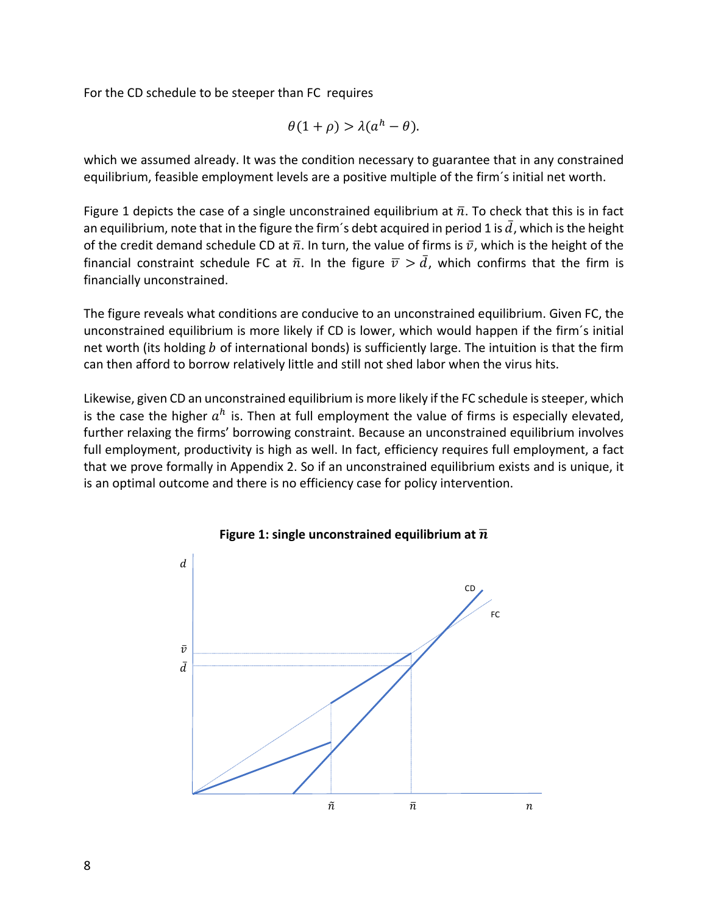For the CD schedule to be steeper than FC requires

$$\theta(1+\rho) > \lambda(a^h - \theta).$$

which we assumed already. It was the condition necessary to guarantee that in any constrained equilibrium, feasible employment levels are a positive multiple of the firm´s initial net worth.

Figure 1 depicts the case of a single unconstrained equilibrium at $\bar{n}$. To check that this is in fact an equilibrium, note that in the figure the firm´s debt acquired in period 1 is $\bar{d}$, which is the height of the credit demand schedule CD at $\bar{n}$. In turn, the value of firms is $\bar{v}$, which is the height of the financial constraint schedule FC at $\bar{n}$. In the figure $\bar{v} > \bar{d}$, which confirms that the firm is financially unconstrained.

The figure reveals what conditions are conducive to an unconstrained equilibrium. Given FC, the unconstrained equilibrium is more likely if CD is lower, which would happen if the firm´s initial net worth (its holding $b$ of international bonds) is sufficiently large. The intuition is that the firm can then afford to borrow relatively little and still not shed labor when the virus hits.

Likewise, given CD an unconstrained equilibrium is more likely if the FC schedule is steeper, which is the case the higher $a^h$ is. Then at full employment the value of firms is especially elevated, further relaxing the firms' borrowing constraint. Because an unconstrained equilibrium involves full employment, productivity is high as well. In fact, efficiency requires full employment, a fact that we prove formally in Appendix 2. So if an unconstrained equilibrium exists and is unique, it is an optimal outcome and there is no efficiency case for policy intervention.

**Figure 1: single unconstrained equilibrium at $\bar{n}$**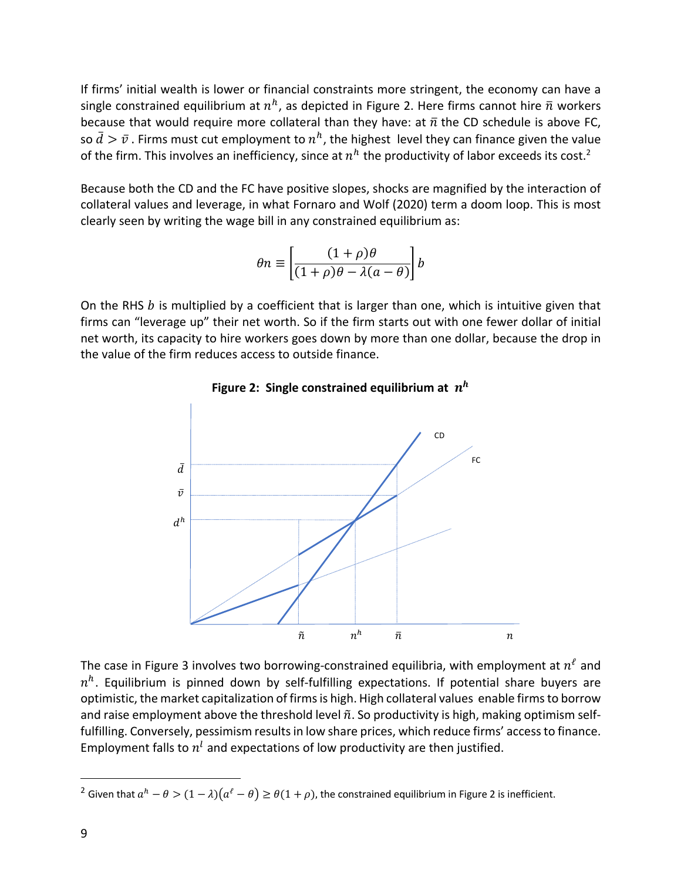If firms' initial wealth is lower or financial constraints more stringent, the economy can have a single constrained equilibrium at $n^h$, as depicted in Figure 2. Here firms cannot hire $\bar{n}$ workers because that would require more collateral than they have: at $\bar{n}$ the CD schedule is above FC, so $\bar{d} > \bar{v}$. Firms must cut employment to $n^h$, the highest level they can finance given the value of the firm. This involves an inefficiency, since at $n^h$ the productivity of labor exceeds its cost.[2]

Because both the CD and the FC have positive slopes, shocks are magnified by the interaction of collateral values and leverage, in what Fornaro and Wolf (2020) term a doom loop. This is most clearly seen by writing the wage bill in any constrained equilibrium as:

$$\theta n \equiv \left[\frac{(1+\rho)\theta}{(1+\rho)\theta - \lambda(a-\theta)}\right] b$$

On the RHS $b$ is multiplied by a coefficient that is larger than one, which is intuitive given that firms can "leverage up" their net worth. So if the firm starts out with one fewer dollar of initial net worth, its capacity to hire workers goes down by more than one dollar, because the drop in the value of the firm reduces access to outside finance.

**Figure 2: Single constrained equilibrium at $n^h$**

The case in Figure 3 involves two borrowing-constrained equilibria, with employment at $n^\ell$ and $n^h$. Equilibrium is pinned down by self-fulfilling expectations. If potential share buyers are optimistic, the market capitalization of firms is high. High collateral values enable firms to borrow and raise employment above the threshold level $\tilde{n}$. So productivity is high, making optimism self-fulfilling. Conversely, pessimism results in low share prices, which reduce firms' access to finance. Employment falls to $n^l$ and expectations of low productivity are then justified.

---

[2] Given that $a^h - \theta > (1-\lambda)(a^\ell - \theta) \geq \theta(1+\rho)$, the constrained equilibrium in Figure 2 is inefficient.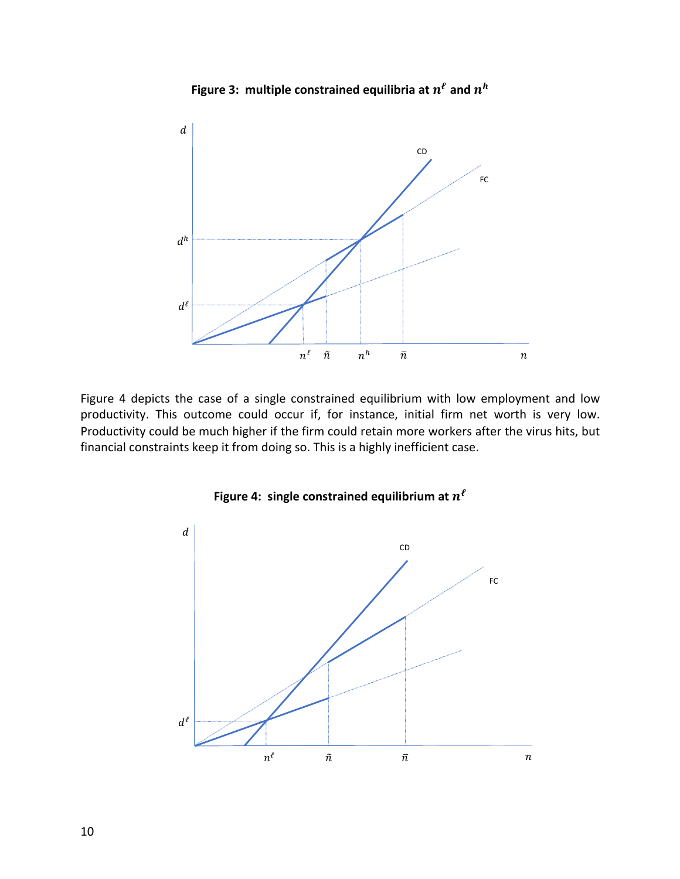**Figure 3: multiple constrained equilibria at $n^\ell$ and $n^h$**

Figure 4 depicts the case of a single constrained equilibrium with low employment and low productivity. This outcome could occur if, for instance, initial firm net worth is very low. Productivity could be much higher if the firm could retain more workers after the virus hits, but financial constraints keep it from doing so. This is a highly inefficient case.

**Figure 4: single constrained equilibrium at $n^\ell$**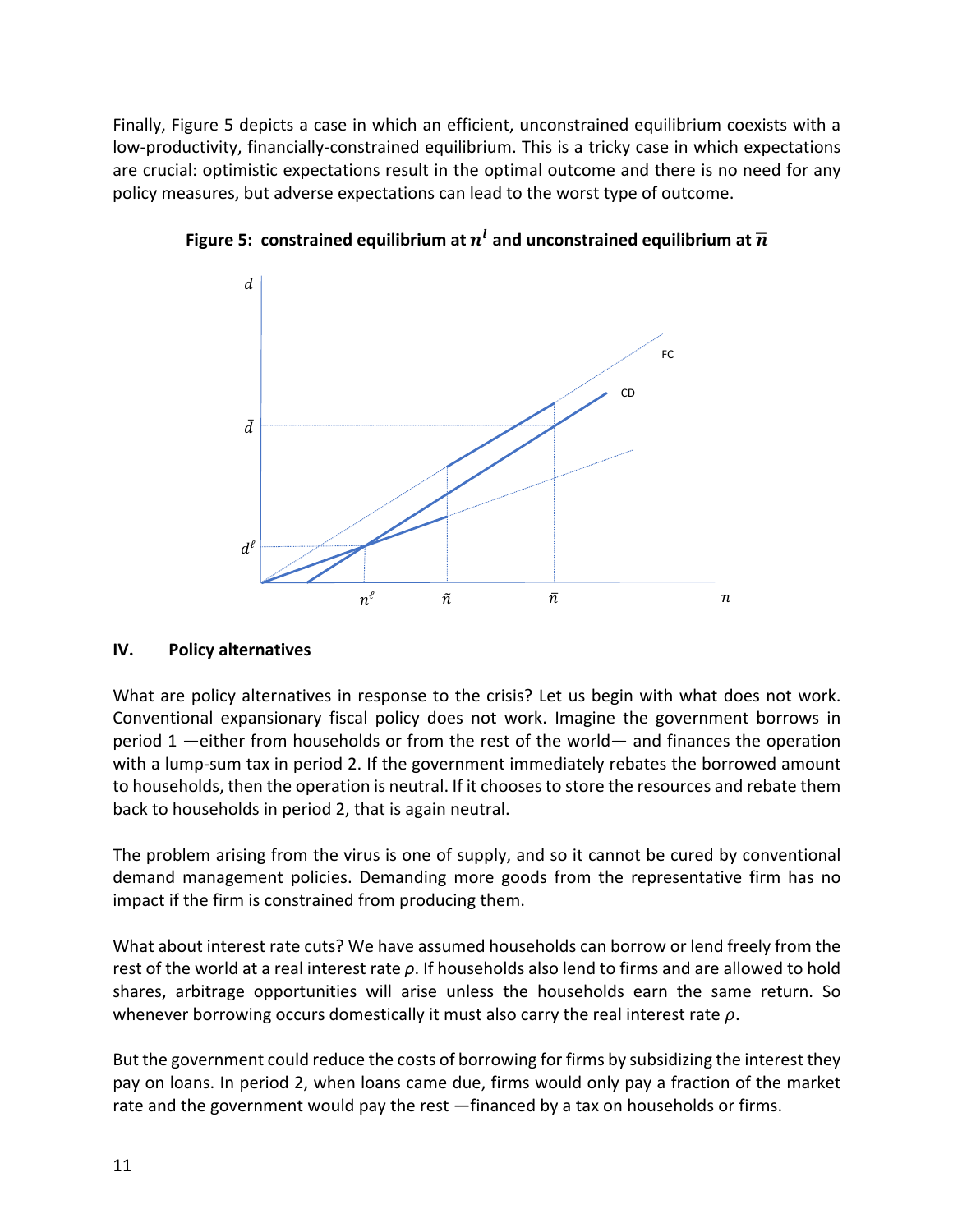Finally, Figure 5 depicts a case in which an efficient, unconstrained equilibrium coexists with a low-productivity, financially-constrained equilibrium. This is a tricky case in which expectations are crucial: optimistic expectations result in the optimal outcome and there is no need for any policy measures, but adverse expectations can lead to the worst type of outcome.

**Figure 5: constrained equilibrium at $n^l$ and unconstrained equilibrium at $\bar{n}$**

## IV. Policy alternatives

What are policy alternatives in response to the crisis? Let us begin with what does not work. Conventional expansionary fiscal policy does not work. Imagine the government borrows in period 1 —either from households or from the rest of the world— and finances the operation with a lump-sum tax in period 2. If the government immediately rebates the borrowed amount to households, then the operation is neutral. If it chooses to store the resources and rebate them back to households in period 2, that is again neutral.

The problem arising from the virus is one of supply, and so it cannot be cured by conventional demand management policies. Demanding more goods from the representative firm has no impact if the firm is constrained from producing them.

What about interest rate cuts? We have assumed households can borrow or lend freely from the rest of the world at a real interest rate $\rho$. If households also lend to firms and are allowed to hold shares, arbitrage opportunities will arise unless the households earn the same return. So whenever borrowing occurs domestically it must also carry the real interest rate $\rho$.

But the government could reduce the costs of borrowing for firms by subsidizing the interest they pay on loans. In period 2, when loans came due, firms would only pay a fraction of the market rate and the government would pay the rest —financed by a tax on households or firms.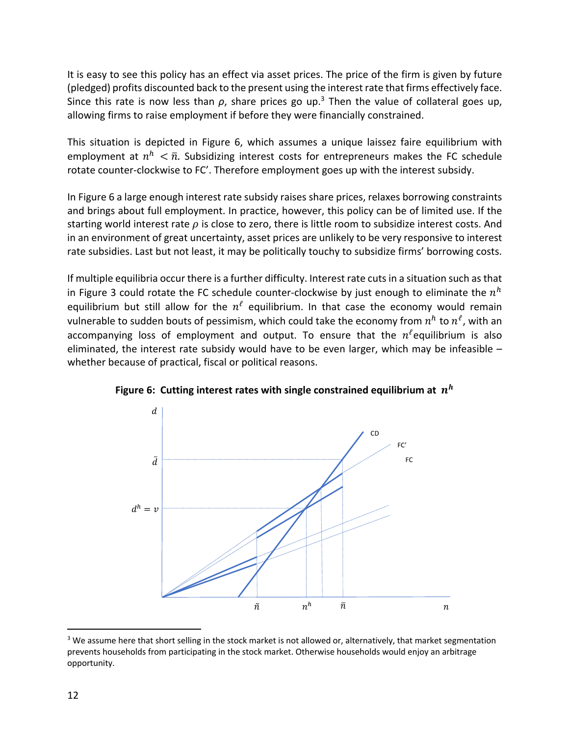It is easy to see this policy has an effect via asset prices. The price of the firm is given by future (pledged) profits discounted back to the present using the interest rate that firms effectively face. Since this rate is now less than $\rho$, share prices go up.[3] Then the value of collateral goes up, allowing firms to raise employment if before they were financially constrained.

This situation is depicted in Figure 6, which assumes a unique laissez faire equilibrium with employment at $n^h < \bar{n}$. Subsidizing interest costs for entrepreneurs makes the FC schedule rotate counter-clockwise to FC'. Therefore employment goes up with the interest subsidy.

In Figure 6 a large enough interest rate subsidy raises share prices, relaxes borrowing constraints and brings about full employment. In practice, however, this policy can be of limited use. If the starting world interest rate $\rho$ is close to zero, there is little room to subsidize interest costs. And in an environment of great uncertainty, asset prices are unlikely to be very responsive to interest rate subsidies. Last but not least, it may be politically touchy to subsidize firms' borrowing costs.

If multiple equilibria occur there is a further difficulty. Interest rate cuts in a situation such as that in Figure 3 could rotate the FC schedule counter-clockwise by just enough to eliminate the $n^h$ equilibrium but still allow for the $n^\ell$ equilibrium. In that case the economy would remain vulnerable to sudden bouts of pessimism, which could take the economy from $n^h$ to $n^\ell$, with an accompanying loss of employment and output. To ensure that the $n^\ell$ equilibrium is also eliminated, the interest rate subsidy would have to be even larger, which may be infeasible – whether because of practical, fiscal or political reasons.

**Figure 6: Cutting interest rates with single constrained equilibrium at $n^h$**

[3] We assume here that short selling in the stock market is not allowed or, alternatively, that market segmentation prevents households from participating in the stock market. Otherwise households would enjoy an arbitrage opportunity.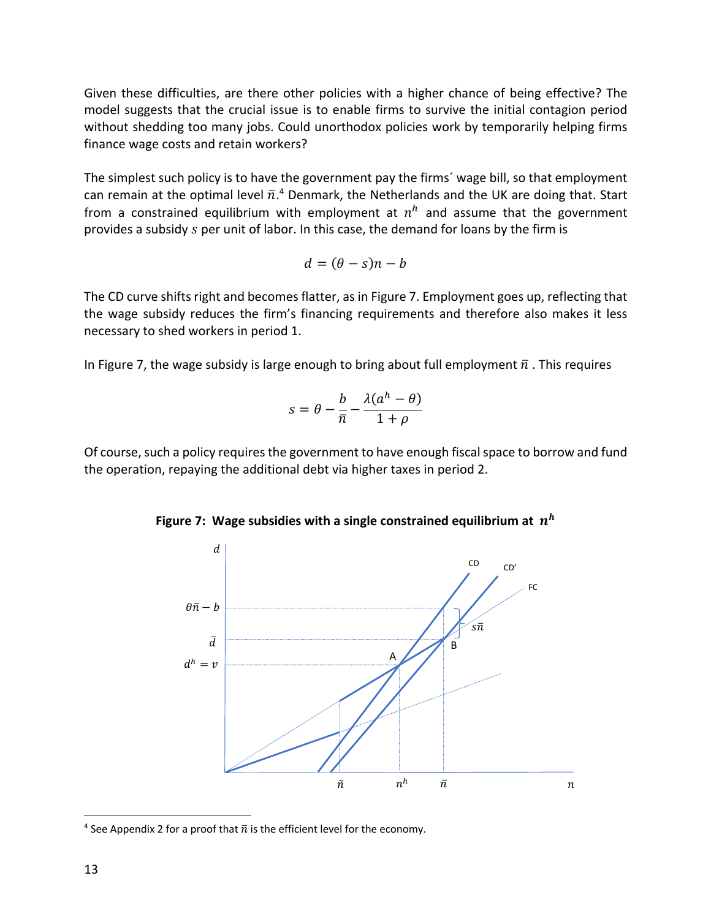Given these difficulties, are there other policies with a higher chance of being effective? The model suggests that the crucial issue is to enable firms to survive the initial contagion period without shedding too many jobs. Could unorthodox policies work by temporarily helping firms finance wage costs and retain workers?

The simplest such policy is to have the government pay the firms´ wage bill, so that employment can remain at the optimal level $\bar{n}$.[4] Denmark, the Netherlands and the UK are doing that. Start from a constrained equilibrium with employment at $n^h$ and assume that the government provides a subsidy $s$ per unit of labor. In this case, the demand for loans by the firm is

$$d = (\theta - s)n - b$$

The CD curve shifts right and becomes flatter, as in Figure 7. Employment goes up, reflecting that the wage subsidy reduces the firm's financing requirements and therefore also makes it less necessary to shed workers in period 1.

In Figure 7, the wage subsidy is large enough to bring about full employment $\bar{n}$ . This requires

$$s = \theta - \frac{b}{\bar{n}} - \frac{\lambda(a^h - \theta)}{1 + \rho}$$

Of course, such a policy requires the government to have enough fiscal space to borrow and fund the operation, repaying the additional debt via higher taxes in period 2.

**Figure 7: Wage subsidies with a single constrained equilibrium at $n^h$**

[4] See Appendix 2 for a proof that $\bar{n}$ is the efficient level for the economy.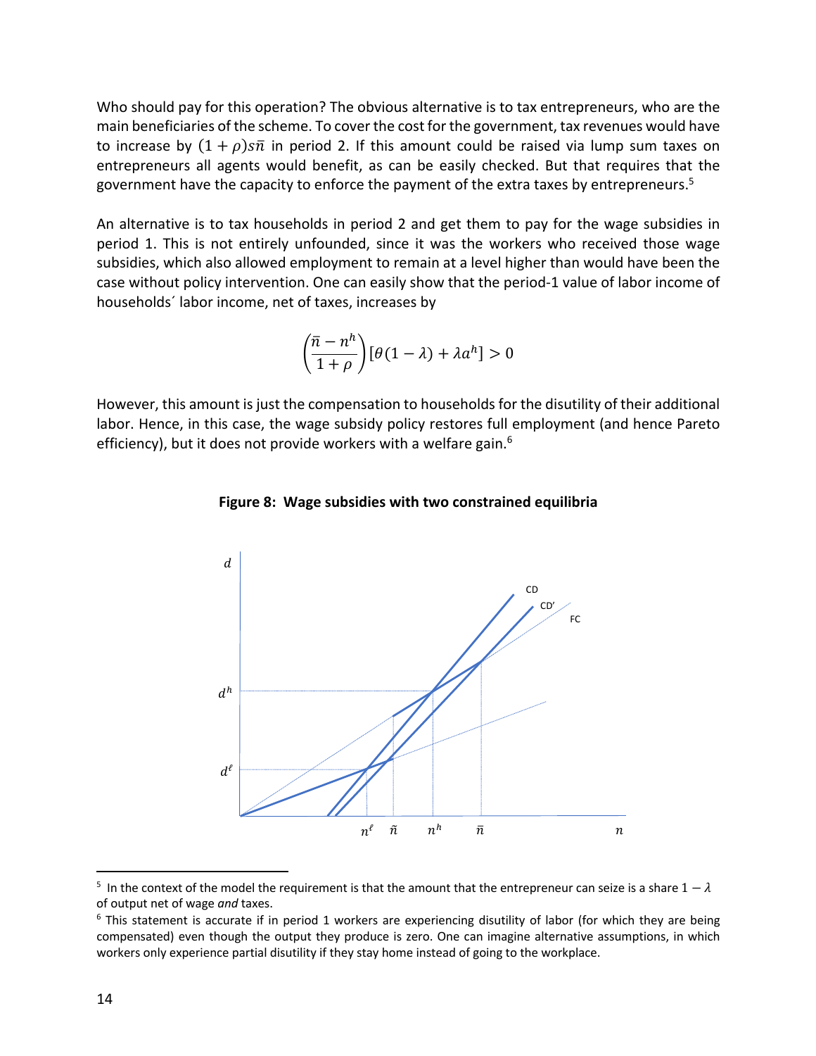Who should pay for this operation? The obvious alternative is to tax entrepreneurs, who are the main beneficiaries of the scheme. To cover the cost for the government, tax revenues would have to increase by $(1+\rho)s\bar{n}$ in period 2. If this amount could be raised via lump sum taxes on entrepreneurs all agents would benefit, as can be easily checked. But that requires that the government have the capacity to enforce the payment of the extra taxes by entrepreneurs.[5]

An alternative is to tax households in period 2 and get them to pay for the wage subsidies in period 1. This is not entirely unfounded, since it was the workers who received those wage subsidies, which also allowed employment to remain at a level higher than would have been the case without policy intervention. One can easily show that the period-1 value of labor income of households´ labor income, net of taxes, increases by

$$\left(\frac{\bar{n}-n^h}{1+\rho}\right)[\theta(1-\lambda)+\lambda a^h]>0$$

However, this amount is just the compensation to households for the disutility of their additional labor. Hence, in this case, the wage subsidy policy restores full employment (and hence Pareto efficiency), but it does not provide workers with a welfare gain.[6]

**Figure 8: Wage subsidies with two constrained equilibria**

---

[5] In the context of the model the requirement is that the amount that the entrepreneur can seize is a share $1-\lambda$ of output net of wage *and* taxes.

[6] This statement is accurate if in period 1 workers are experiencing disutility of labor (for which they are being compensated) even though the output they produce is zero. One can imagine alternative assumptions, in which workers only experience partial disutility if they stay home instead of going to the workplace.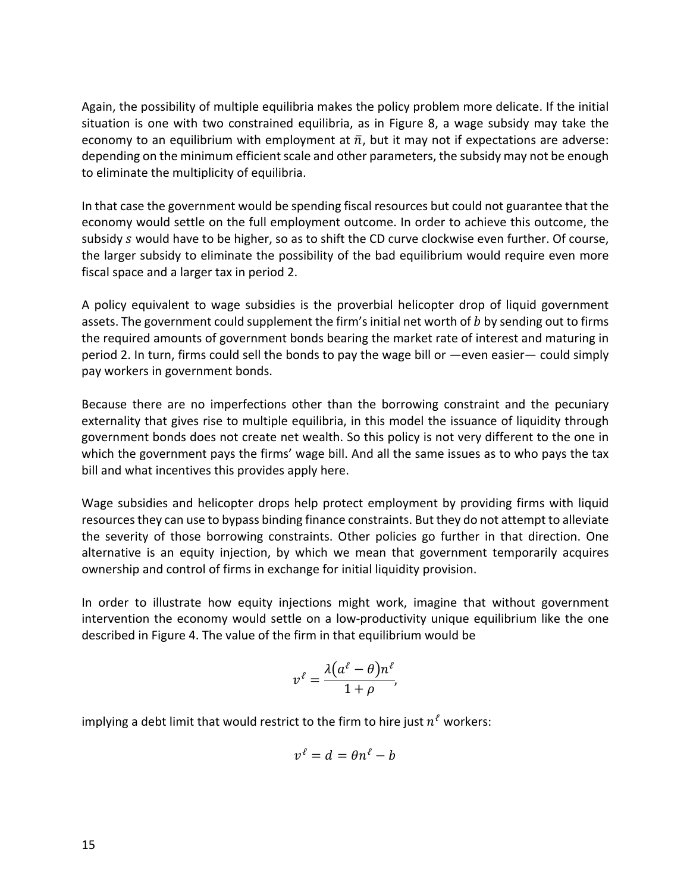Again, the possibility of multiple equilibria makes the policy problem more delicate. If the initial situation is one with two constrained equilibria, as in Figure 8, a wage subsidy may take the economy to an equilibrium with employment at $\bar{n}$, but it may not if expectations are adverse: depending on the minimum efficient scale and other parameters, the subsidy may not be enough to eliminate the multiplicity of equilibria.

In that case the government would be spending fiscal resources but could not guarantee that the economy would settle on the full employment outcome. In order to achieve this outcome, the subsidy $s$ would have to be higher, so as to shift the CD curve clockwise even further. Of course, the larger subsidy to eliminate the possibility of the bad equilibrium would require even more fiscal space and a larger tax in period 2.

A policy equivalent to wage subsidies is the proverbial helicopter drop of liquid government assets. The government could supplement the firm's initial net worth of $b$ by sending out to firms the required amounts of government bonds bearing the market rate of interest and maturing in period 2. In turn, firms could sell the bonds to pay the wage bill or —even easier— could simply pay workers in government bonds.

Because there are no imperfections other than the borrowing constraint and the pecuniary externality that gives rise to multiple equilibria, in this model the issuance of liquidity through government bonds does not create net wealth. So this policy is not very different to the one in which the government pays the firms' wage bill. And all the same issues as to who pays the tax bill and what incentives this provides apply here.

Wage subsidies and helicopter drops help protect employment by providing firms with liquid resources they can use to bypass binding finance constraints. But they do not attempt to alleviate the severity of those borrowing constraints. Other policies go further in that direction. One alternative is an equity injection, by which we mean that government temporarily acquires ownership and control of firms in exchange for initial liquidity provision.

In order to illustrate how equity injections might work, imagine that without government intervention the economy would settle on a low-productivity unique equilibrium like the one described in Figure 4. The value of the firm in that equilibrium would be

$$v^{\ell} = \frac{\lambda(a^{\ell} - \theta)n^{\ell}}{1 + \rho},$$

implying a debt limit that would restrict to the firm to hire just $n^{\ell}$ workers:

$$v^{\ell} = d = \theta n^{\ell} - b$$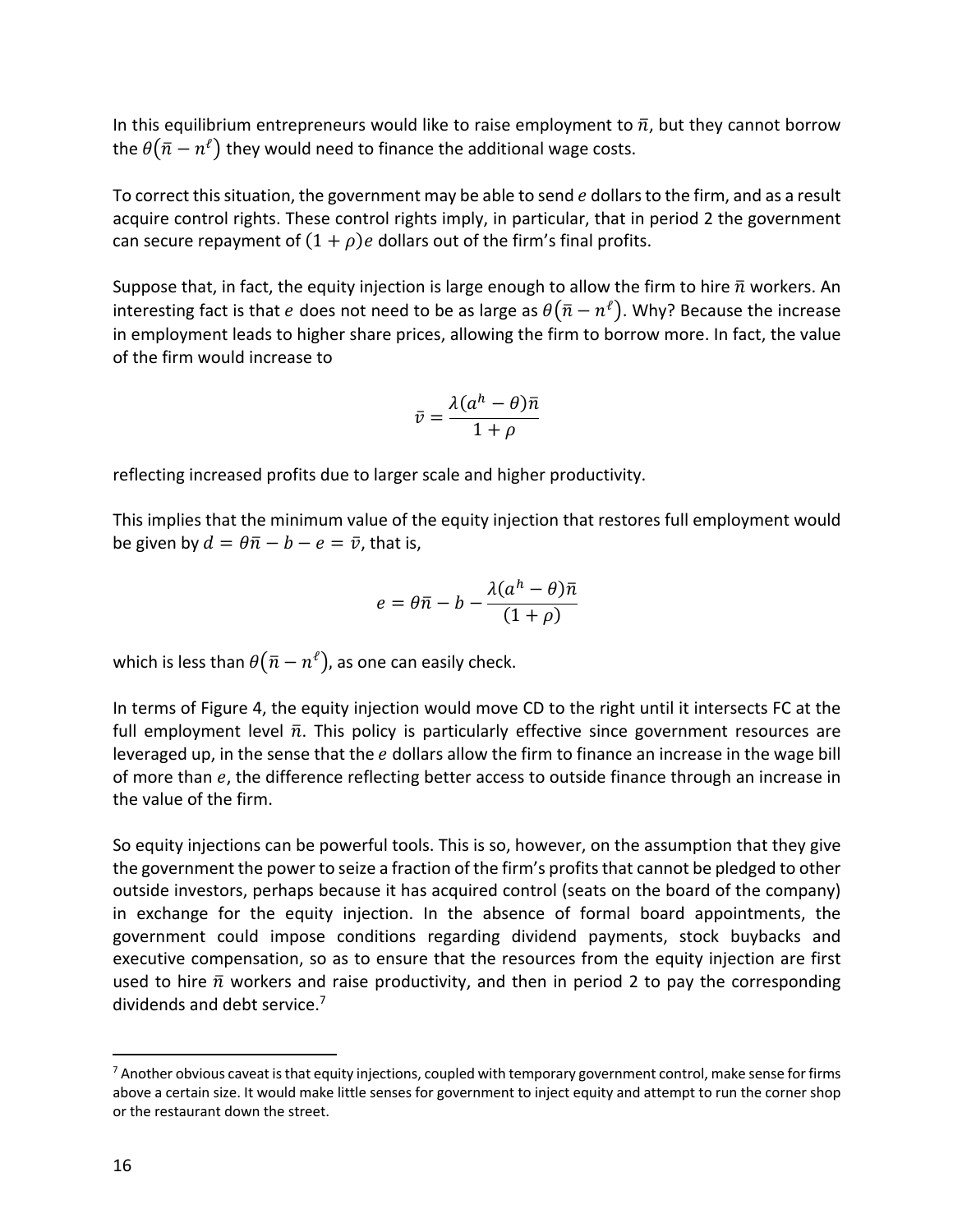In this equilibrium entrepreneurs would like to raise employment to $\bar{n}$, but they cannot borrow the $\theta(\bar{n} - n^{\ell})$ they would need to finance the additional wage costs.

To correct this situation, the government may be able to send $e$ dollars to the firm, and as a result acquire control rights. These control rights imply, in particular, that in period 2 the government can secure repayment of $(1 + \rho)e$ dollars out of the firm's final profits.

Suppose that, in fact, the equity injection is large enough to allow the firm to hire $\bar{n}$ workers. An interesting fact is that $e$ does not need to be as large as $\theta(\bar{n} - n^{\ell})$. Why? Because the increase in employment leads to higher share prices, allowing the firm to borrow more. In fact, the value of the firm would increase to

$$\bar{v} = \frac{\lambda(a^h - \theta)\bar{n}}{1 + \rho}$$

reflecting increased profits due to larger scale and higher productivity.

This implies that the minimum value of the equity injection that restores full employment would be given by $d = \theta\bar{n} - b - e = \bar{v}$, that is,

$$e = \theta\bar{n} - b - \frac{\lambda(a^h - \theta)\bar{n}}{(1 + \rho)}$$

which is less than $\theta(\bar{n} - n^{\ell})$, as one can easily check.

In terms of Figure 4, the equity injection would move CD to the right until it intersects FC at the full employment level $\bar{n}$. This policy is particularly effective since government resources are leveraged up, in the sense that the $e$ dollars allow the firm to finance an increase in the wage bill of more than $e$, the difference reflecting better access to outside finance through an increase in the value of the firm.

So equity injections can be powerful tools. This is so, however, on the assumption that they give the government the power to seize a fraction of the firm's profits that cannot be pledged to other outside investors, perhaps because it has acquired control (seats on the board of the company) in exchange for the equity injection. In the absence of formal board appointments, the government could impose conditions regarding dividend payments, stock buybacks and executive compensation, so as to ensure that the resources from the equity injection are first used to hire $\bar{n}$ workers and raise productivity, and then in period 2 to pay the corresponding dividends and debt service.[7]

[7] Another obvious caveat is that equity injections, coupled with temporary government control, make sense for firms above a certain size. It would make little senses for government to inject equity and attempt to run the corner shop or the restaurant down the street.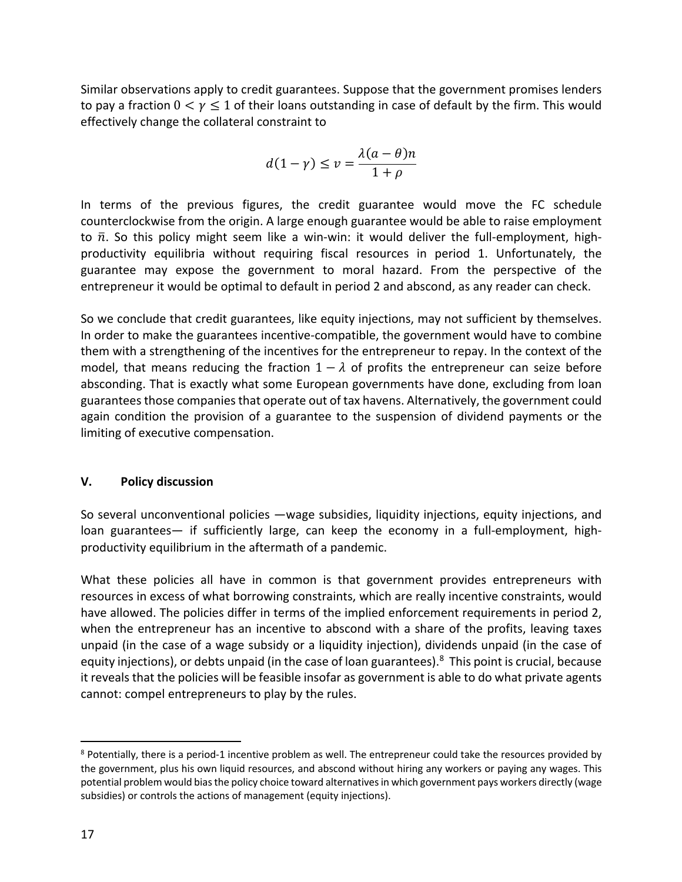Similar observations apply to credit guarantees. Suppose that the government promises lenders to pay a fraction $0 < \gamma \leq 1$ of their loans outstanding in case of default by the firm. This would effectively change the collateral constraint to

$$d(1-\gamma) \leq v = \frac{\lambda(a-\theta)n}{1+\rho}$$

In terms of the previous figures, the credit guarantee would move the FC schedule counterclockwise from the origin. A large enough guarantee would be able to raise employment to $\bar{n}$. So this policy might seem like a win-win: it would deliver the full-employment, high-productivity equilibria without requiring fiscal resources in period 1. Unfortunately, the guarantee may expose the government to moral hazard. From the perspective of the entrepreneur it would be optimal to default in period 2 and abscond, as any reader can check.

So we conclude that credit guarantees, like equity injections, may not sufficient by themselves. In order to make the guarantees incentive-compatible, the government would have to combine them with a strengthening of the incentives for the entrepreneur to repay. In the context of the model, that means reducing the fraction $1-\lambda$ of profits the entrepreneur can seize before absconding. That is exactly what some European governments have done, excluding from loan guarantees those companies that operate out of tax havens. Alternatively, the government could again condition the provision of a guarantee to the suspension of dividend payments or the limiting of executive compensation.

## V. Policy discussion

So several unconventional policies —wage subsidies, liquidity injections, equity injections, and loan guarantees— if sufficiently large, can keep the economy in a full-employment, high-productivity equilibrium in the aftermath of a pandemic.

What these policies all have in common is that government provides entrepreneurs with resources in excess of what borrowing constraints, which are really incentive constraints, would have allowed. The policies differ in terms of the implied enforcement requirements in period 2, when the entrepreneur has an incentive to abscond with a share of the profits, leaving taxes unpaid (in the case of a wage subsidy or a liquidity injection), dividends unpaid (in the case of equity injections), or debts unpaid (in the case of loan guarantees).[8] This point is crucial, because it reveals that the policies will be feasible insofar as government is able to do what private agents cannot: compel entrepreneurs to play by the rules.

[8] Potentially, there is a period-1 incentive problem as well. The entrepreneur could take the resources provided by the government, plus his own liquid resources, and abscond without hiring any workers or paying any wages. This potential problem would bias the policy choice toward alternatives in which government pays workers directly (wage subsidies) or controls the actions of management (equity injections).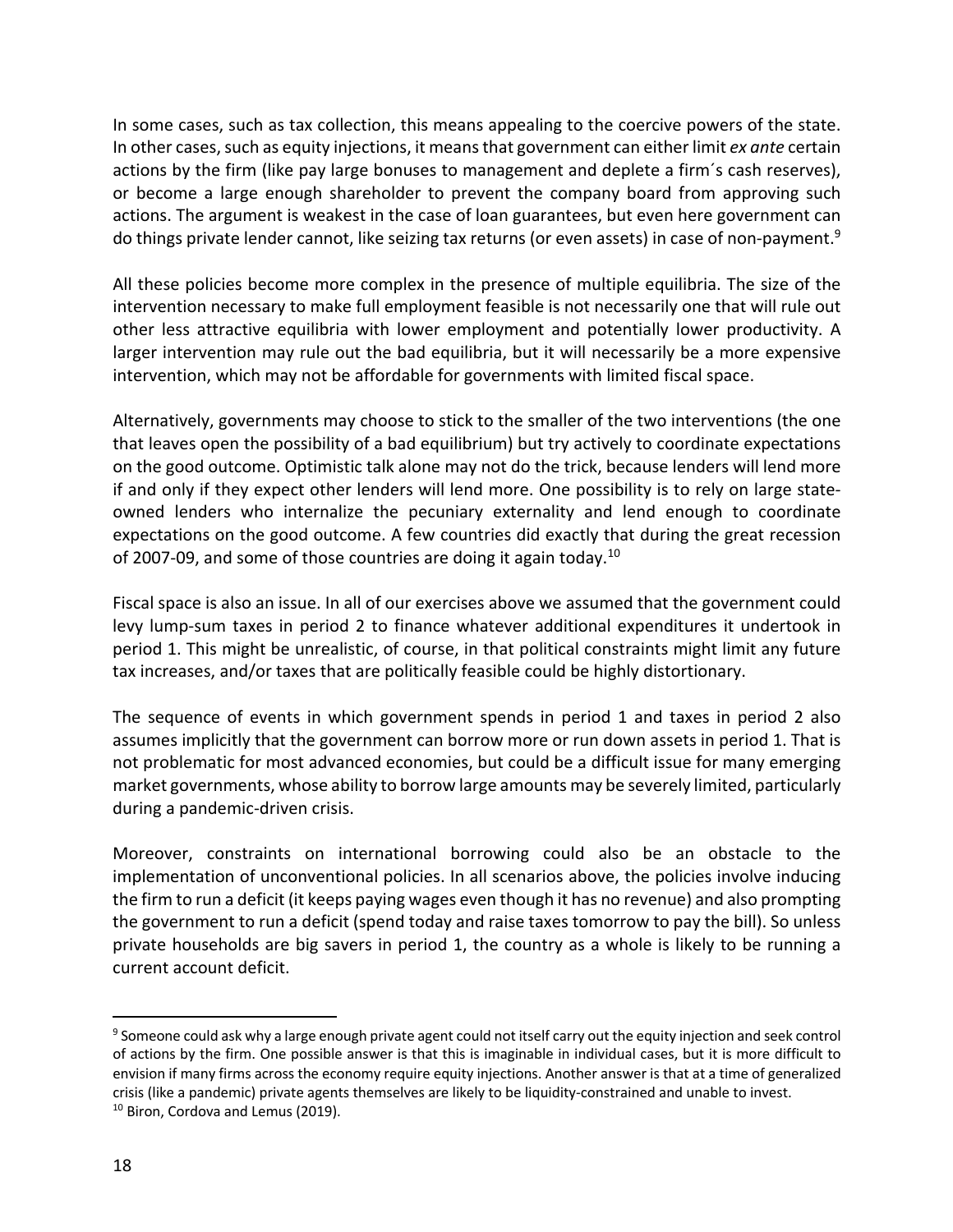In some cases, such as tax collection, this means appealing to the coercive powers of the state. In other cases, such as equity injections, it means that government can either limit *ex ante* certain actions by the firm (like pay large bonuses to management and deplete a firm´s cash reserves), or become a large enough shareholder to prevent the company board from approving such actions. The argument is weakest in the case of loan guarantees, but even here government can do things private lender cannot, like seizing tax returns (or even assets) in case of non-payment.[9]

All these policies become more complex in the presence of multiple equilibria. The size of the intervention necessary to make full employment feasible is not necessarily one that will rule out other less attractive equilibria with lower employment and potentially lower productivity. A larger intervention may rule out the bad equilibria, but it will necessarily be a more expensive intervention, which may not be affordable for governments with limited fiscal space.

Alternatively, governments may choose to stick to the smaller of the two interventions (the one that leaves open the possibility of a bad equilibrium) but try actively to coordinate expectations on the good outcome. Optimistic talk alone may not do the trick, because lenders will lend more if and only if they expect other lenders will lend more. One possibility is to rely on large state-owned lenders who internalize the pecuniary externality and lend enough to coordinate expectations on the good outcome. A few countries did exactly that during the great recession of 2007-09, and some of those countries are doing it again today.[10]

Fiscal space is also an issue. In all of our exercises above we assumed that the government could levy lump-sum taxes in period 2 to finance whatever additional expenditures it undertook in period 1. This might be unrealistic, of course, in that political constraints might limit any future tax increases, and/or taxes that are politically feasible could be highly distortionary.

The sequence of events in which government spends in period 1 and taxes in period 2 also assumes implicitly that the government can borrow more or run down assets in period 1. That is not problematic for most advanced economies, but could be a difficult issue for many emerging market governments, whose ability to borrow large amounts may be severely limited, particularly during a pandemic-driven crisis.

Moreover, constraints on international borrowing could also be an obstacle to the implementation of unconventional policies. In all scenarios above, the policies involve inducing the firm to run a deficit (it keeps paying wages even though it has no revenue) and also prompting the government to run a deficit (spend today and raise taxes tomorrow to pay the bill). So unless private households are big savers in period 1, the country as a whole is likely to be running a current account deficit.

[9] Someone could ask why a large enough private agent could not itself carry out the equity injection and seek control of actions by the firm. One possible answer is that this is imaginable in individual cases, but it is more difficult to envision if many firms across the economy require equity injections. Another answer is that at a time of generalized crisis (like a pandemic) private agents themselves are likely to be liquidity-constrained and unable to invest.

[10] Biron, Cordova and Lemus (2019).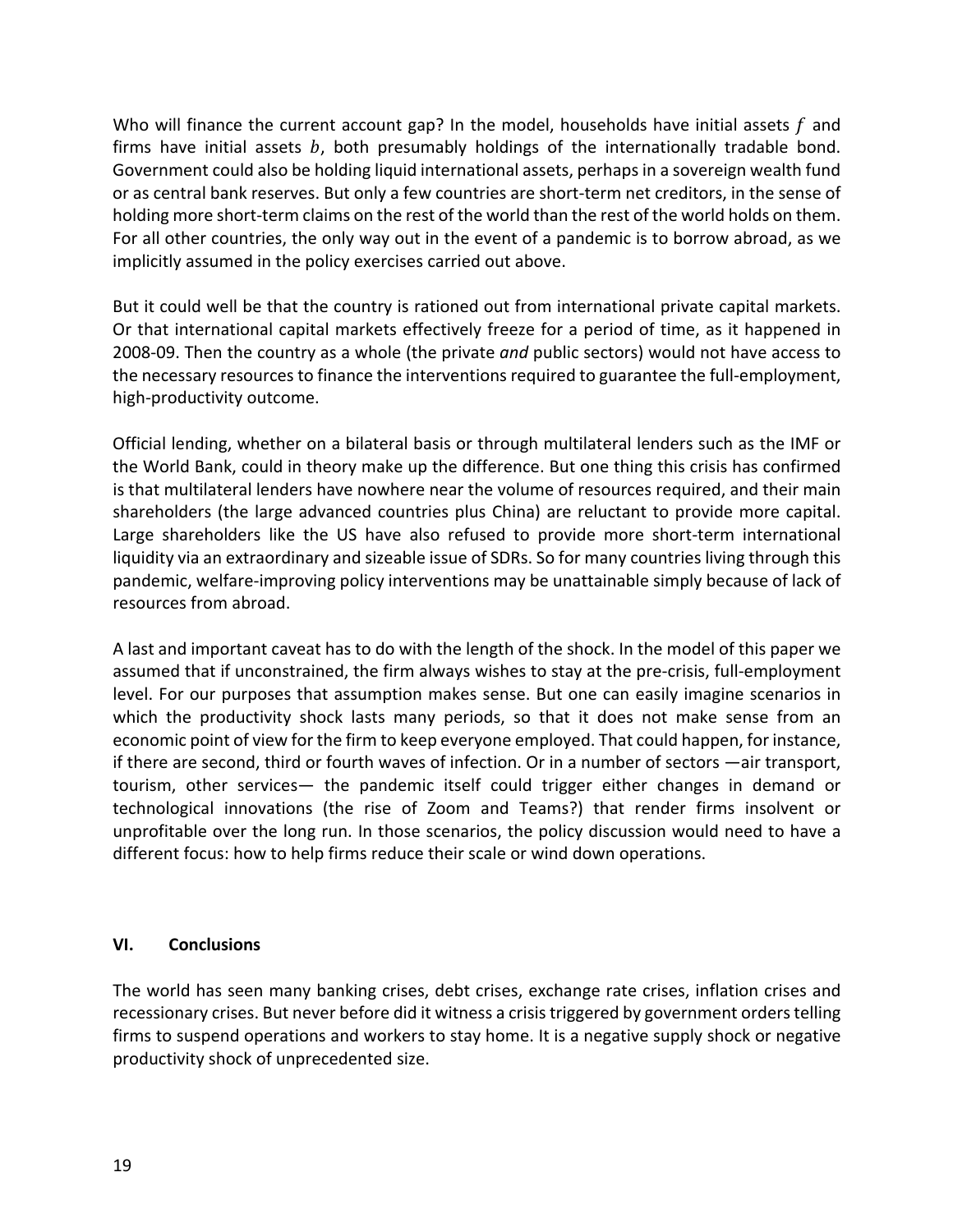Who will finance the current account gap? In the model, households have initial assets $f$ and firms have initial assets $b$, both presumably holdings of the internationally tradable bond. Government could also be holding liquid international assets, perhaps in a sovereign wealth fund or as central bank reserves. But only a few countries are short-term net creditors, in the sense of holding more short-term claims on the rest of the world than the rest of the world holds on them. For all other countries, the only way out in the event of a pandemic is to borrow abroad, as we implicitly assumed in the policy exercises carried out above.

But it could well be that the country is rationed out from international private capital markets. Or that international capital markets effectively freeze for a period of time, as it happened in 2008-09. Then the country as a whole (the private *and* public sectors) would not have access to the necessary resources to finance the interventions required to guarantee the full-employment, high-productivity outcome.

Official lending, whether on a bilateral basis or through multilateral lenders such as the IMF or the World Bank, could in theory make up the difference. But one thing this crisis has confirmed is that multilateral lenders have nowhere near the volume of resources required, and their main shareholders (the large advanced countries plus China) are reluctant to provide more capital. Large shareholders like the US have also refused to provide more short-term international liquidity via an extraordinary and sizeable issue of SDRs. So for many countries living through this pandemic, welfare-improving policy interventions may be unattainable simply because of lack of resources from abroad.

A last and important caveat has to do with the length of the shock. In the model of this paper we assumed that if unconstrained, the firm always wishes to stay at the pre-crisis, full-employment level. For our purposes that assumption makes sense. But one can easily imagine scenarios in which the productivity shock lasts many periods, so that it does not make sense from an economic point of view for the firm to keep everyone employed. That could happen, for instance, if there are second, third or fourth waves of infection. Or in a number of sectors —air transport, tourism, other services— the pandemic itself could trigger either changes in demand or technological innovations (the rise of Zoom and Teams?) that render firms insolvent or unprofitable over the long run. In those scenarios, the policy discussion would need to have a different focus: how to help firms reduce their scale or wind down operations.

## VI. Conclusions

The world has seen many banking crises, debt crises, exchange rate crises, inflation crises and recessionary crises. But never before did it witness a crisis triggered by government orders telling firms to suspend operations and workers to stay home. It is a negative supply shock or negative productivity shock of unprecedented size.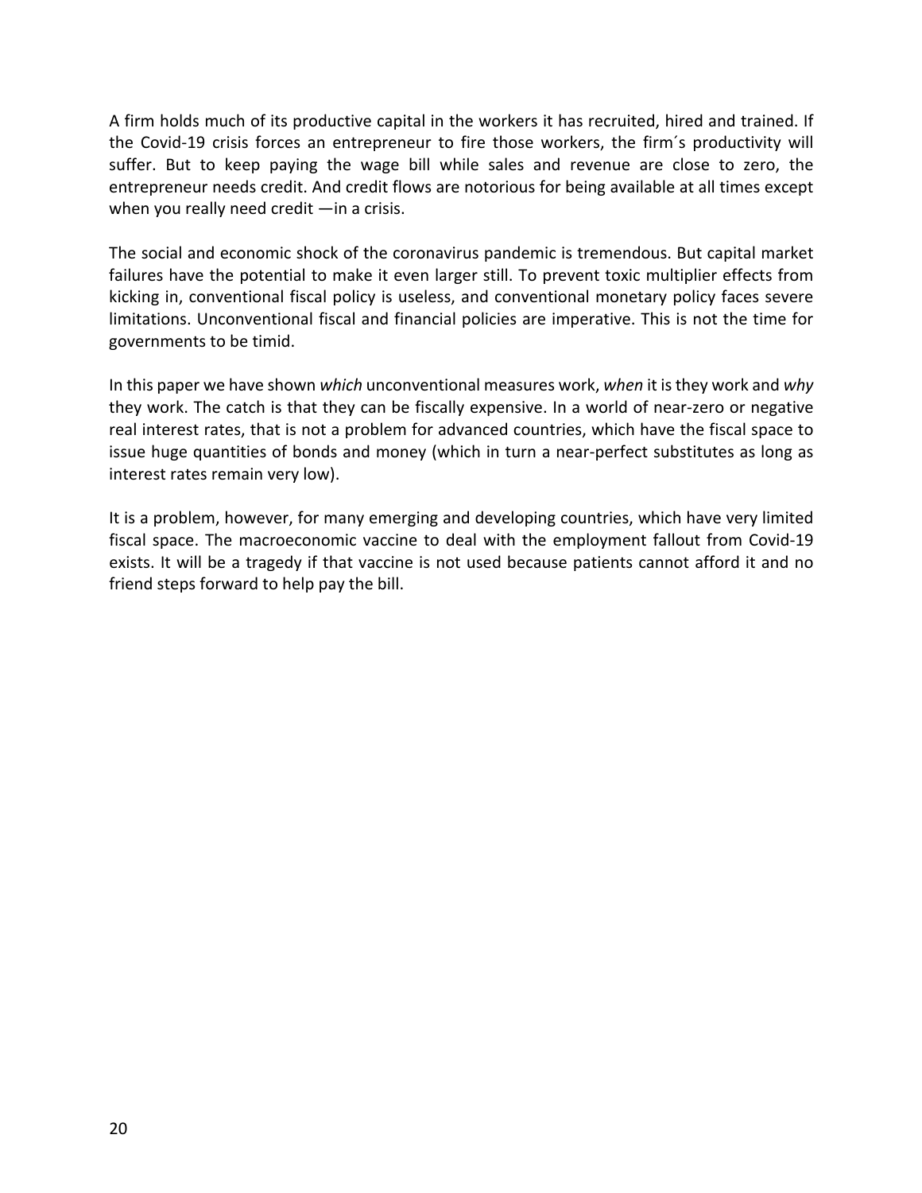A firm holds much of its productive capital in the workers it has recruited, hired and trained. If the Covid-19 crisis forces an entrepreneur to fire those workers, the firm´s productivity will suffer. But to keep paying the wage bill while sales and revenue are close to zero, the entrepreneur needs credit. And credit flows are notorious for being available at all times except when you really need credit —in a crisis.

The social and economic shock of the coronavirus pandemic is tremendous. But capital market failures have the potential to make it even larger still. To prevent toxic multiplier effects from kicking in, conventional fiscal policy is useless, and conventional monetary policy faces severe limitations. Unconventional fiscal and financial policies are imperative. This is not the time for governments to be timid.

In this paper we have shown *which* unconventional measures work, *when* it is they work and *why* they work. The catch is that they can be fiscally expensive. In a world of near-zero or negative real interest rates, that is not a problem for advanced countries, which have the fiscal space to issue huge quantities of bonds and money (which in turn a near-perfect substitutes as long as interest rates remain very low).

It is a problem, however, for many emerging and developing countries, which have very limited fiscal space. The macroeconomic vaccine to deal with the employment fallout from Covid-19 exists. It will be a tragedy if that vaccine is not used because patients cannot afford it and no friend steps forward to help pay the bill.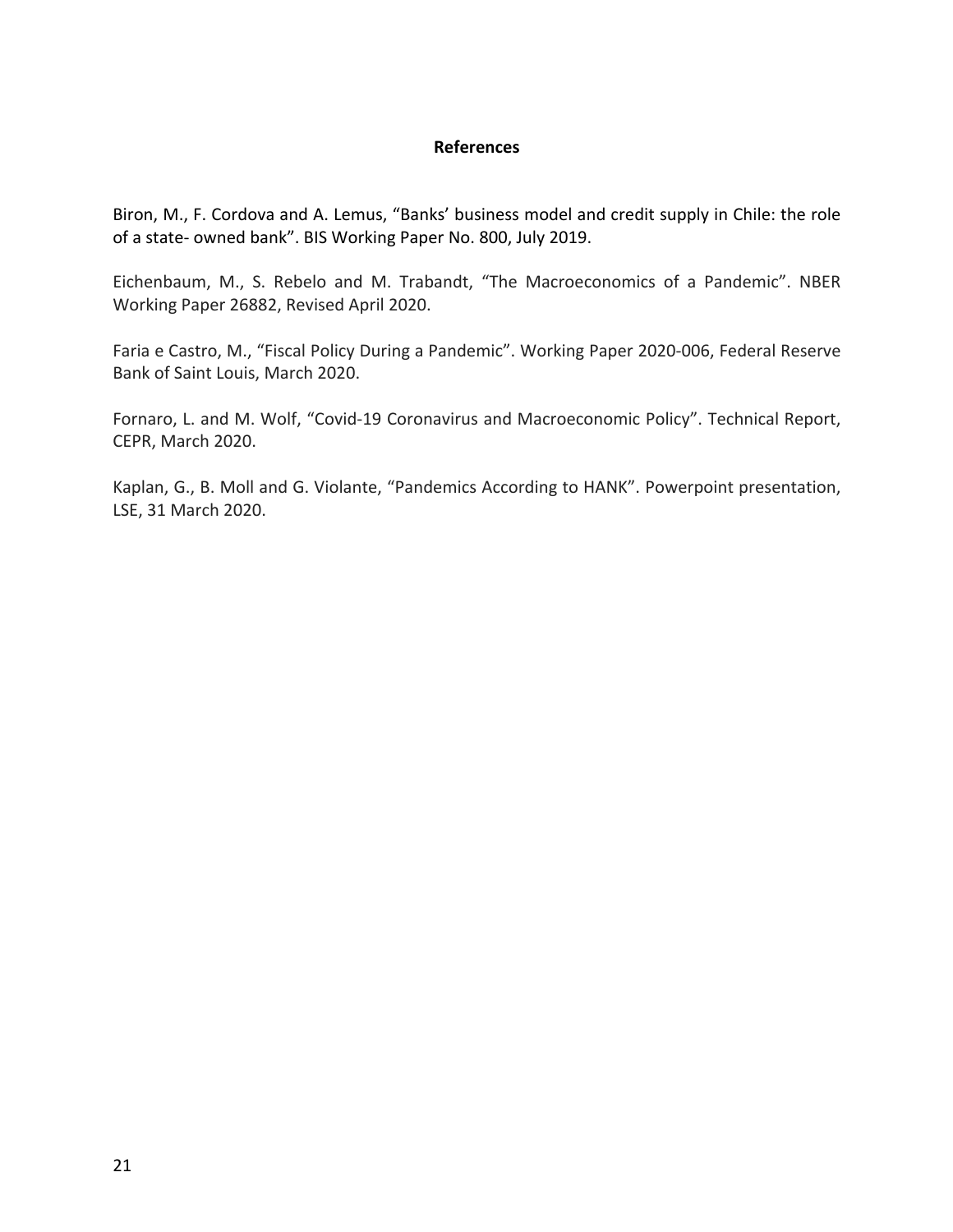## References

Biron, M., F. Cordova and A. Lemus, "Banks' business model and credit supply in Chile: the role of a state- owned bank". BIS Working Paper No. 800, July 2019.

Eichenbaum, M., S. Rebelo and M. Trabandt, "The Macroeconomics of a Pandemic". NBER Working Paper 26882, Revised April 2020.

Faria e Castro, M., "Fiscal Policy During a Pandemic". Working Paper 2020-006, Federal Reserve Bank of Saint Louis, March 2020.

Fornaro, L. and M. Wolf, "Covid-19 Coronavirus and Macroeconomic Policy". Technical Report, CEPR, March 2020.

Kaplan, G., B. Moll and G. Violante, "Pandemics According to HANK". Powerpoint presentation, LSE, 31 March 2020.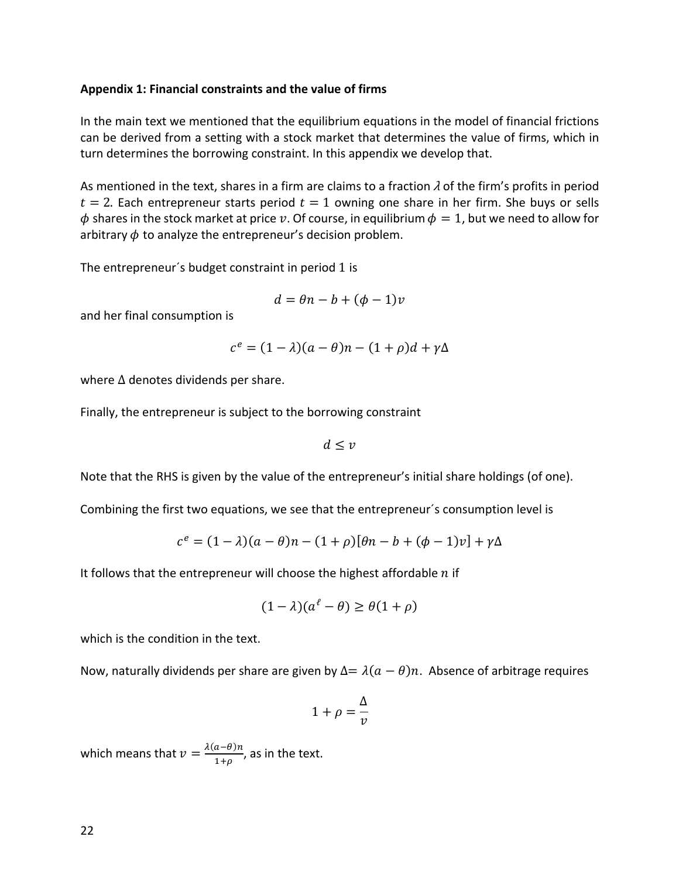**Appendix 1: Financial constraints and the value of firms**

In the main text we mentioned that the equilibrium equations in the model of financial frictions can be derived from a setting with a stock market that determines the value of firms, which in turn determines the borrowing constraint. In this appendix we develop that.

As mentioned in the text, shares in a firm are claims to a fraction $\lambda$ of the firm's profits in period $t = 2$. Each entrepreneur starts period $t = 1$ owning one share in her firm. She buys or sells $\phi$ shares in the stock market at price $v$. Of course, in equilibrium $\phi = 1$, but we need to allow for arbitrary $\phi$ to analyze the entrepreneur's decision problem.

The entrepreneur´s budget constraint in period 1 is

$$d = \theta n - b + (\phi - 1)v$$

and her final consumption is

$$c^e = (1 - \lambda)(a - \theta)n - (1 + \rho)d + \gamma\Delta$$

where $\Delta$ denotes dividends per share.

Finally, the entrepreneur is subject to the borrowing constraint

$$d \leq v$$

Note that the RHS is given by the value of the entrepreneur's initial share holdings (of one).

Combining the first two equations, we see that the entrepreneur´s consumption level is

$$c^e = (1 - \lambda)(a - \theta)n - (1 + \rho)[\theta n - b + (\phi - 1)v] + \gamma\Delta$$

It follows that the entrepreneur will choose the highest affordable $n$ if

$$(1 - \lambda)(a^\ell - \theta) \geq \theta(1 + \rho)$$

which is the condition in the text.

Now, naturally dividends per share are given by $\Delta = \lambda(a - \theta)n$. Absence of arbitrage requires

$$1 + \rho = \frac{\Delta}{v}$$

which means that $v = \frac{\lambda(a-\theta)n}{1+\rho}$, as in the text.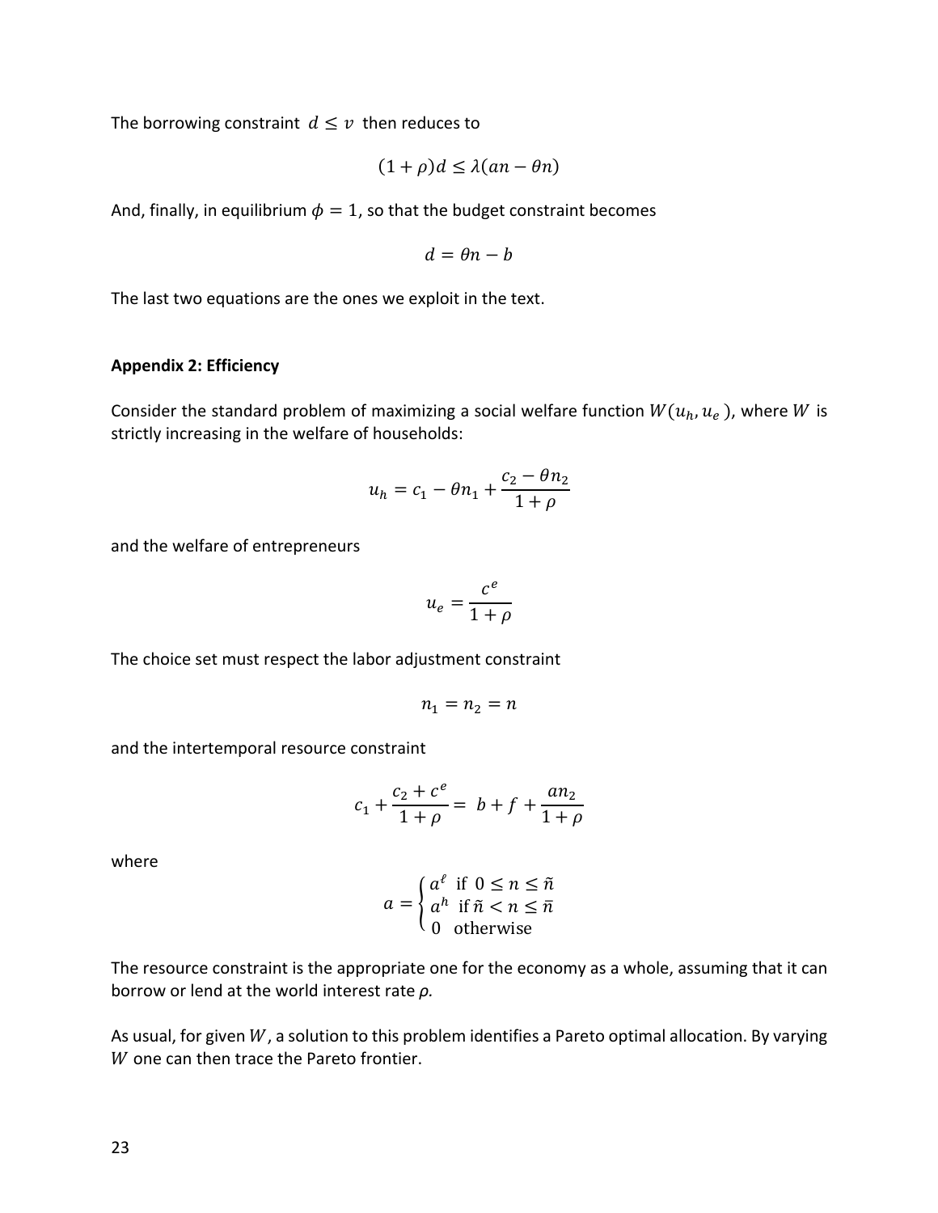The borrowing constraint $d \leq v$ then reduces to

$$(1+\rho)d \leq \lambda(an - \theta n)$$

And, finally, in equilibrium $\phi = 1$, so that the budget constraint becomes

$$d = \theta n - b$$

The last two equations are the ones we exploit in the text.

**Appendix 2: Efficiency**

Consider the standard problem of maximizing a social welfare function $W(u_h, u_e)$, where $W$ is strictly increasing in the welfare of households:

$$u_h = c_1 - \theta n_1 + \frac{c_2 - \theta n_2}{1+\rho}$$

and the welfare of entrepreneurs

$$u_e = \frac{c^e}{1+\rho}$$

The choice set must respect the labor adjustment constraint

$$n_1 = n_2 = n$$

and the intertemporal resource constraint

$$c_1 + \frac{c_2 + c^e}{1+\rho} = b + f + \frac{an_2}{1+\rho}$$

where

$$a = \begin{cases} a^{\ell} & \text{if } 0 \leq n \leq \tilde{n} \\ a^{h} & \text{if } \tilde{n} < n \leq \bar{n} \\ 0 & \text{otherwise} \end{cases}$$

The resource constraint is the appropriate one for the economy as a whole, assuming that it can borrow or lend at the world interest rate *ρ.*

As usual, for given $W$, a solution to this problem identifies a Pareto optimal allocation. By varying $W$ one can then trace the Pareto frontier.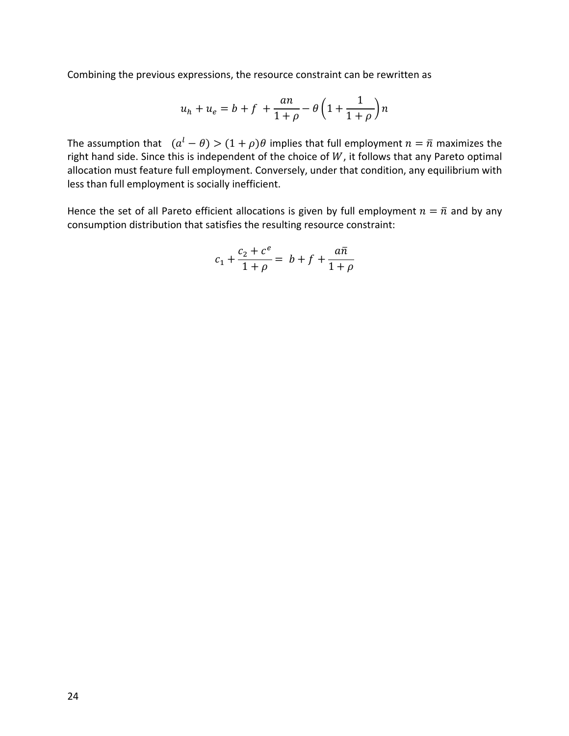Combining the previous expressions, the resource constraint can be rewritten as

$$u_h + u_e = b + f + \frac{an}{1+\rho} - \theta\left(1 + \frac{1}{1+\rho}\right)n$$

The assumption that $(a^l - \theta) > (1+\rho)\theta$ implies that full employment $n = \bar{n}$ maximizes the right hand side. Since this is independent of the choice of $W$, it follows that any Pareto optimal allocation must feature full employment. Conversely, under that condition, any equilibrium with less than full employment is socially inefficient.

Hence the set of all Pareto efficient allocations is given by full employment $n = \bar{n}$ and by any consumption distribution that satisfies the resulting resource constraint:

$$c_1 + \frac{c_2 + c^e}{1+\rho} = b + f + \frac{a\bar{n}}{1+\rho}$$